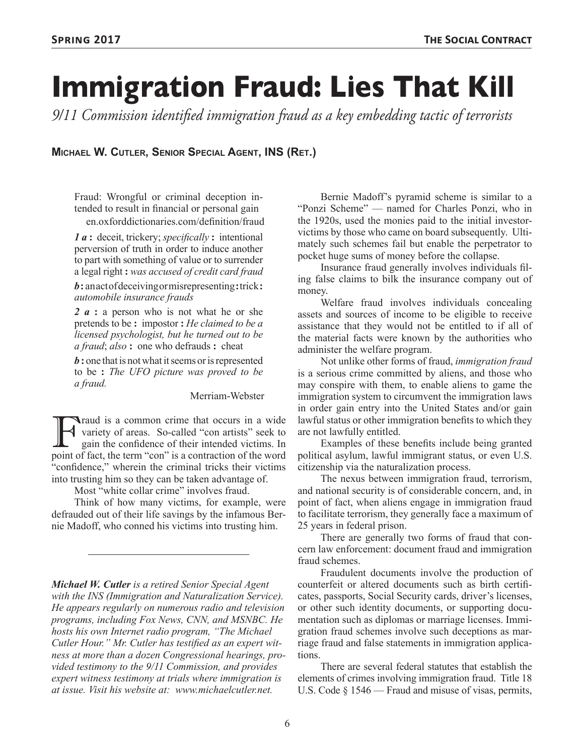# Immigration Fraud: Lies That Kill

*9/11 Commission identified immigration fraud as a key embedding tactic of terrorists*

**Michael W. Cutler, Senior Special Agent, INS (Ret.)**

> Fraud: Wrongful or criminal deception intended to result in financial or personal gain
>
> en.oxforddictionaries.com/definition/fraud
>
> ***1 a*** **:** deceit, trickery; *specifically* **:** intentional perversion of truth in order to induce another to part with something of value or to surrender a legal right **:** *was accused of credit card fraud*
>
> ***b*** **:** an act of deceiving or misrepresenting **:** trick **:** *automobile insurance frauds*
>
> ***2 a*** **:** a person who is not what he or she pretends to be **:** impostor **:** *He claimed to be a licensed psychologist, but he turned out to be a fraud*; *also* **:** one who defrauds **:** cheat
>
> ***b*** **:** one that is not what it seems or is represented to be **:** *The UFO picture was proved to be a fraud.*
>
> Merriam-Webster

Fraud is a common crime that occurs in a wide variety of areas. So-called "con artists" seek to gain the confidence of their intended victims. In point of fact, the term "con" is a contraction of the word "confidence," wherein the criminal tricks their victims into trusting him so they can be taken advantage of.

Most "white collar crime" involves fraud.

Think of how many victims, for example, were defrauded out of their life savings by the infamous Bernie Madoff, who conned his victims into trusting him.

Bernie Madoff's pyramid scheme is similar to a "Ponzi Scheme" — named for Charles Ponzi, who in the 1920s, used the monies paid to the initial investor-victims by those who came on board subsequently. Ultimately such schemes fail but enable the perpetrator to pocket huge sums of money before the collapse.

Insurance fraud generally involves individuals filing false claims to bilk the insurance company out of money.

Welfare fraud involves individuals concealing assets and sources of income to be eligible to receive assistance that they would not be entitled to if all of the material facts were known by the authorities who administer the welfare program.

Not unlike other forms of fraud, *immigration fraud* is a serious crime committed by aliens, and those who may conspire with them, to enable aliens to game the immigration system to circumvent the immigration laws in order gain entry into the United States and/or gain lawful status or other immigration benefits to which they are not lawfully entitled.

Examples of these benefits include being granted political asylum, lawful immigrant status, or even U.S. citizenship via the naturalization process.

The nexus between immigration fraud, terrorism, and national security is of considerable concern, and, in point of fact, when aliens engage in immigration fraud to facilitate terrorism, they generally face a maximum of 25 years in federal prison.

There are generally two forms of fraud that concern law enforcement: document fraud and immigration fraud schemes.

Fraudulent documents involve the production of counterfeit or altered documents such as birth certificates, passports, Social Security cards, driver's licenses, or other such identity documents, or supporting documentation such as diplomas or marriage licenses. Immigration fraud schemes involve such deceptions as marriage fraud and false statements in immigration applications.

There are several federal statutes that establish the elements of crimes involving immigration fraud. Title 18 U.S. Code § 1546 — Fraud and misuse of visas, permits,

---

***Michael W. Cutler*** *is a retired Senior Special Agent with the INS (Immigration and Naturalization Service). He appears regularly on numerous radio and television programs, including Fox News, CNN, and MSNBC. He hosts his own Internet radio program, "The Michael Cutler Hour." Mr. Cutler has testified as an expert witness at more than a dozen Congressional hearings, provided testimony to the 9/11 Commission, and provides expert witness testimony at trials where immigration is at issue. Visit his website at: www.michaelcutler.net.*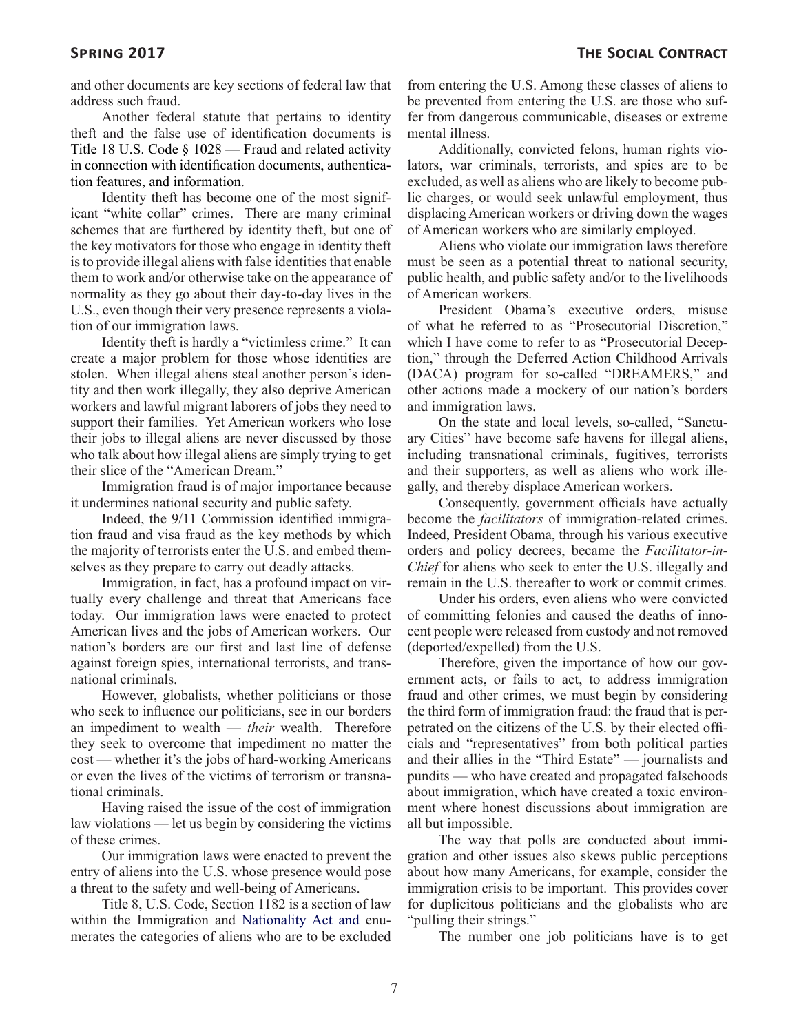and other documents are key sections of federal law that address such fraud.

Another federal statute that pertains to identity theft and the false use of identification documents is Title 18 U.S. Code § 1028 — Fraud and related activity in connection with identification documents, authentication features, and information.

Identity theft has become one of the most significant "white collar" crimes. There are many criminal schemes that are furthered by identity theft, but one of the key motivators for those who engage in identity theft is to provide illegal aliens with false identities that enable them to work and/or otherwise take on the appearance of normality as they go about their day-to-day lives in the U.S., even though their very presence represents a violation of our immigration laws.

Identity theft is hardly a "victimless crime." It can create a major problem for those whose identities are stolen. When illegal aliens steal another person's identity and then work illegally, they also deprive American workers and lawful migrant laborers of jobs they need to support their families. Yet American workers who lose their jobs to illegal aliens are never discussed by those who talk about how illegal aliens are simply trying to get their slice of the "American Dream."

Immigration fraud is of major importance because it undermines national security and public safety.

Indeed, the 9/11 Commission identified immigration fraud and visa fraud as the key methods by which the majority of terrorists enter the U.S. and embed themselves as they prepare to carry out deadly attacks.

Immigration, in fact, has a profound impact on virtually every challenge and threat that Americans face today. Our immigration laws were enacted to protect American lives and the jobs of American workers. Our nation's borders are our first and last line of defense against foreign spies, international terrorists, and transnational criminals.

However, globalists, whether politicians or those who seek to influence our politicians, see in our borders an impediment to wealth — *their* wealth. Therefore they seek to overcome that impediment no matter the cost — whether it's the jobs of hard-working Americans or even the lives of the victims of terrorism or transnational criminals.

Having raised the issue of the cost of immigration law violations — let us begin by considering the victims of these crimes.

Our immigration laws were enacted to prevent the entry of aliens into the U.S. whose presence would pose a threat to the safety and well-being of Americans.

Title 8, U.S. Code, Section 1182 is a section of law within the Immigration and Nationality Act and enumerates the categories of aliens who are to be excluded from entering the U.S. Among these classes of aliens to be prevented from entering the U.S. are those who suffer from dangerous communicable, diseases or extreme mental illness.

Additionally, convicted felons, human rights violators, war criminals, terrorists, and spies are to be excluded, as well as aliens who are likely to become public charges, or would seek unlawful employment, thus displacing American workers or driving down the wages of American workers who are similarly employed.

Aliens who violate our immigration laws therefore must be seen as a potential threat to national security, public health, and public safety and/or to the livelihoods of American workers.

President Obama's executive orders, misuse of what he referred to as "Prosecutorial Discretion," which I have come to refer to as "Prosecutorial Deception," through the Deferred Action Childhood Arrivals (DACA) program for so-called "DREAMERS," and other actions made a mockery of our nation's borders and immigration laws.

On the state and local levels, so-called, "Sanctuary Cities" have become safe havens for illegal aliens, including transnational criminals, fugitives, terrorists and their supporters, as well as aliens who work illegally, and thereby displace American workers.

Consequently, government officials have actually become the *facilitators* of immigration-related crimes. Indeed, President Obama, through his various executive orders and policy decrees, became the *Facilitator-in-Chief* for aliens who seek to enter the U.S. illegally and remain in the U.S. thereafter to work or commit crimes.

Under his orders, even aliens who were convicted of committing felonies and caused the deaths of innocent people were released from custody and not removed (deported/expelled) from the U.S.

Therefore, given the importance of how our government acts, or fails to act, to address immigration fraud and other crimes, we must begin by considering the third form of immigration fraud: the fraud that is perpetrated on the citizens of the U.S. by their elected officials and "representatives" from both political parties and their allies in the "Third Estate" — journalists and pundits — who have created and propagated falsehoods about immigration, which have created a toxic environment where honest discussions about immigration are all but impossible.

The way that polls are conducted about immigration and other issues also skews public perceptions about how many Americans, for example, consider the immigration crisis to be important. This provides cover for duplicitous politicians and the globalists who are "pulling their strings."

The number one job politicians have is to get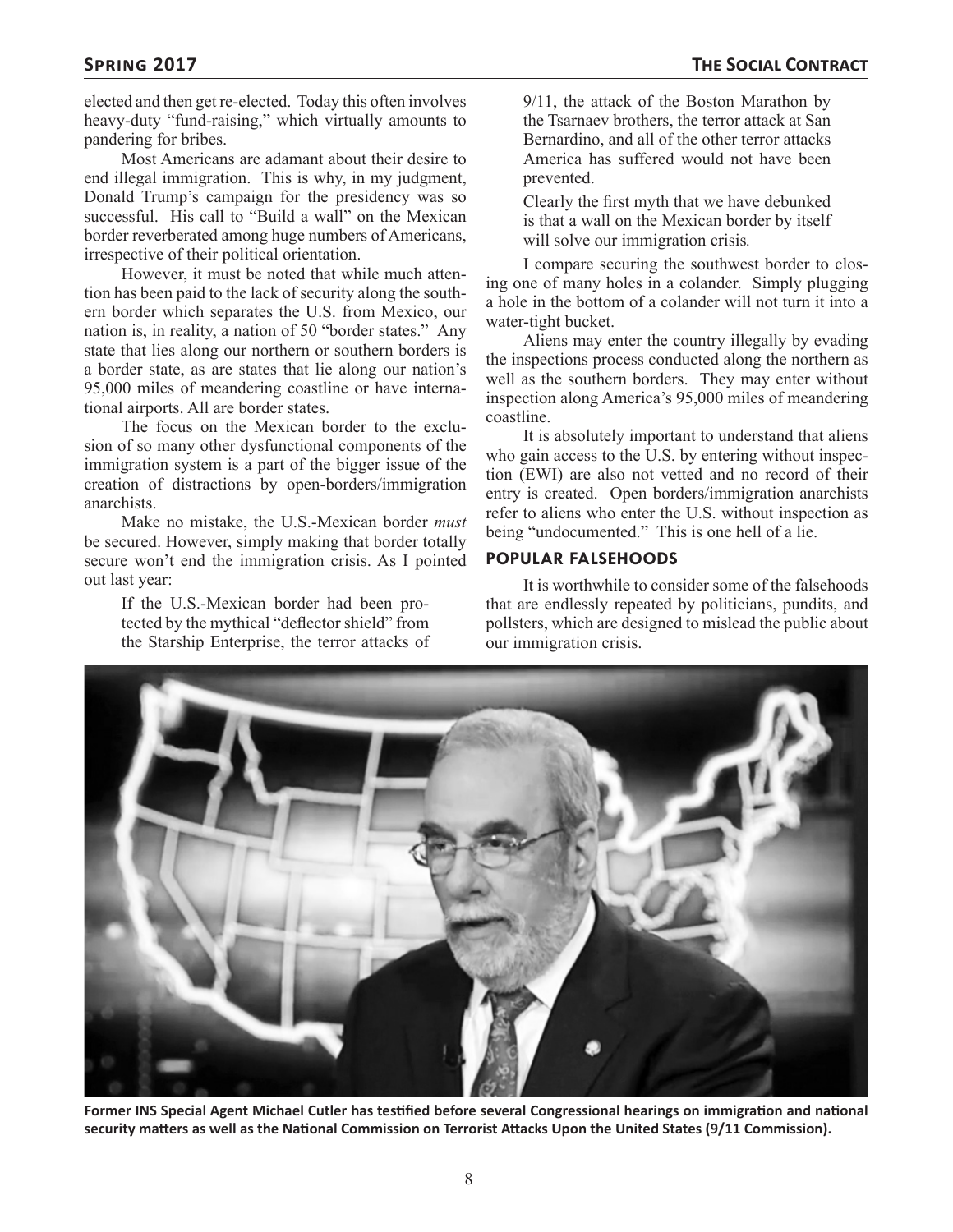elected and then get re-elected. Today this often involves heavy-duty "fund-raising," which virtually amounts to pandering for bribes.

Most Americans are adamant about their desire to end illegal immigration. This is why, in my judgment, Donald Trump's campaign for the presidency was so successful. His call to "Build a wall" on the Mexican border reverberated among huge numbers of Americans, irrespective of their political orientation.

However, it must be noted that while much attention has been paid to the lack of security along the southern border which separates the U.S. from Mexico, our nation is, in reality, a nation of 50 "border states." Any state that lies along our northern or southern borders is a border state, as are states that lie along our nation's 95,000 miles of meandering coastline or have international airports. All are border states.

The focus on the Mexican border to the exclusion of so many other dysfunctional components of the immigration system is a part of the bigger issue of the creation of distractions by open-borders/immigration anarchists.

Make no mistake, the U.S.-Mexican border *must* be secured. However, simply making that border totally secure won't end the immigration crisis. As I pointed out last year:

> If the U.S.-Mexican border had been protected by the mythical "deflector shield" from the Starship Enterprise, the terror attacks of 9/11, the attack of the Boston Marathon by the Tsarnaev brothers, the terror attack at San Bernardino, and all of the other terror attacks America has suffered would not have been prevented.
>
> Clearly the first myth that we have debunked is that a wall on the Mexican border by itself will solve our immigration crisis.

I compare securing the southwest border to closing one of many holes in a colander. Simply plugging a hole in the bottom of a colander will not turn it into a water-tight bucket.

Aliens may enter the country illegally by evading the inspections process conducted along the northern as well as the southern borders. They may enter without inspection along America's 95,000 miles of meandering coastline.

It is absolutely important to understand that aliens who gain access to the U.S. by entering without inspection (EWI) are also not vetted and no record of their entry is created. Open borders/immigration anarchists refer to aliens who enter the U.S. without inspection as being "undocumented." This is one hell of a lie.

## Popular Falsehoods

It is worthwhile to consider some of the falsehoods that are endlessly repeated by politicians, pundits, and pollsters, which are designed to mislead the public about our immigration crisis.

**Former INS Special Agent Michael Cutler has testified before several Congressional hearings on immigration and national security matters as well as the National Commission on Terrorist Attacks Upon the United States (9/11 Commission).**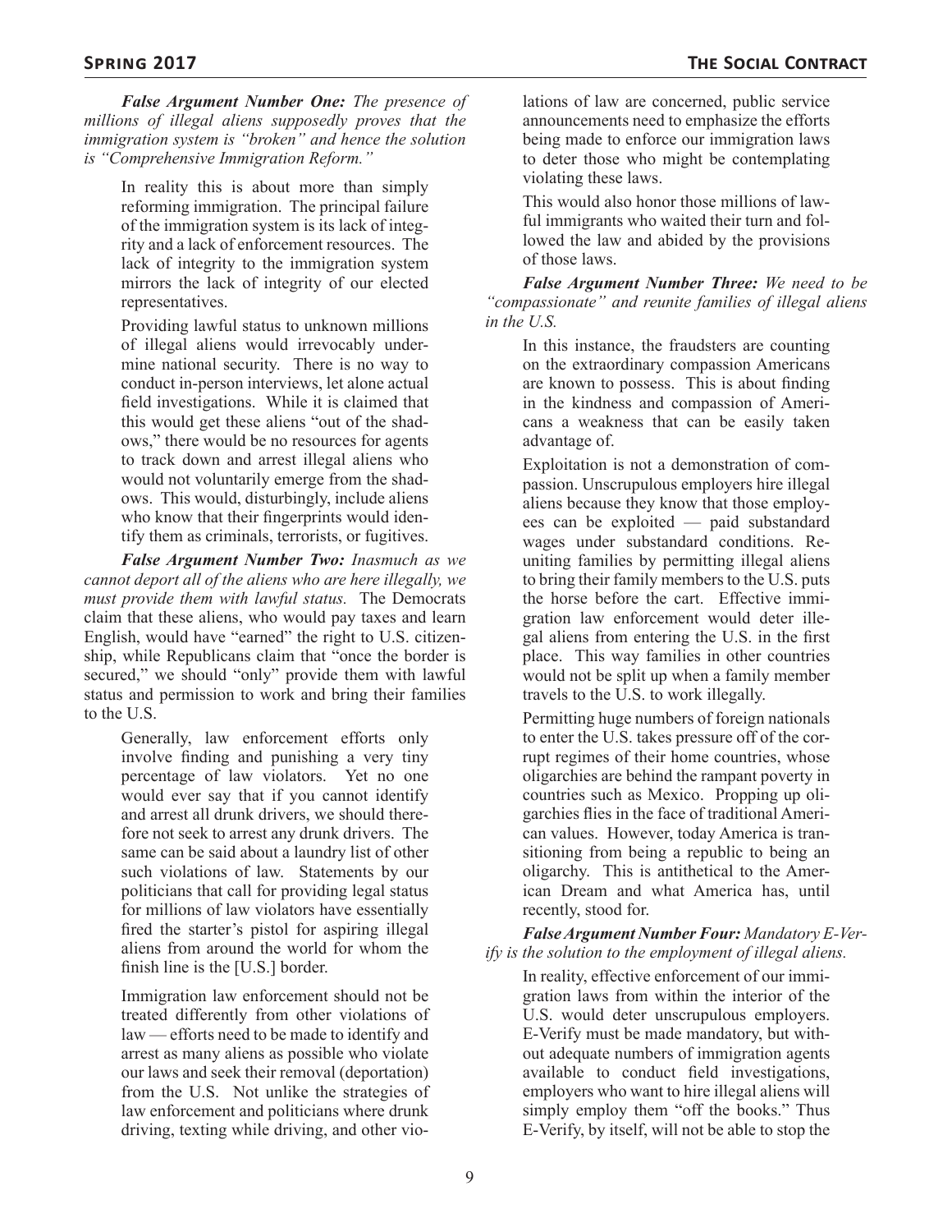***False Argument Number One:*** *The presence of millions of illegal aliens supposedly proves that the immigration system is "broken" and hence the solution is "Comprehensive Immigration Reform."*

> In reality this is about more than simply reforming immigration. The principal failure of the immigration system is its lack of integrity and a lack of enforcement resources. The lack of integrity to the immigration system mirrors the lack of integrity of our elected representatives.
>
> Providing lawful status to unknown millions of illegal aliens would irrevocably undermine national security. There is no way to conduct in-person interviews, let alone actual field investigations. While it is claimed that this would get these aliens "out of the shadows," there would be no resources for agents to track down and arrest illegal aliens who would not voluntarily emerge from the shadows. This would, disturbingly, include aliens who know that their fingerprints would identify them as criminals, terrorists, or fugitives.

***False Argument Number Two:*** *Inasmuch as we cannot deport all of the aliens who are here illegally, we must provide them with lawful status.* The Democrats claim that these aliens, who would pay taxes and learn English, would have "earned" the right to U.S. citizenship, while Republicans claim that "once the border is secured," we should "only" provide them with lawful status and permission to work and bring their families to the U.S.

> Generally, law enforcement efforts only involve finding and punishing a very tiny percentage of law violators. Yet no one would ever say that if you cannot identify and arrest all drunk drivers, we should therefore not seek to arrest any drunk drivers. The same can be said about a laundry list of other such violations of law. Statements by our politicians that call for providing legal status for millions of law violators have essentially fired the starter's pistol for aspiring illegal aliens from around the world for whom the finish line is the [U.S.] border.
>
> Immigration law enforcement should not be treated differently from other violations of law — efforts need to be made to identify and arrest as many aliens as possible who violate our laws and seek their removal (deportation) from the U.S. Not unlike the strategies of law enforcement and politicians where drunk driving, texting while driving, and other violations of law are concerned, public service announcements need to emphasize the efforts being made to enforce our immigration laws to deter those who might be contemplating violating these laws.
>
> This would also honor those millions of lawful immigrants who waited their turn and followed the law and abided by the provisions of those laws.

***False Argument Number Three:*** *We need to be "compassionate" and reunite families of illegal aliens in the U.S.*

> In this instance, the fraudsters are counting on the extraordinary compassion Americans are known to possess. This is about finding in the kindness and compassion of Americans a weakness that can be easily taken advantage of.
>
> Exploitation is not a demonstration of compassion. Unscrupulous employers hire illegal aliens because they know that those employees can be exploited — paid substandard wages under substandard conditions. Reuniting families by permitting illegal aliens to bring their family members to the U.S. puts the horse before the cart. Effective immigration law enforcement would deter illegal aliens from entering the U.S. in the first place. This way families in other countries would not be split up when a family member travels to the U.S. to work illegally.
>
> Permitting huge numbers of foreign nationals to enter the U.S. takes pressure off of the corrupt regimes of their home countries, whose oligarchies are behind the rampant poverty in countries such as Mexico. Propping up oligarchies flies in the face of traditional American values. However, today America is transitioning from being a republic to being an oligarchy. This is antithetical to the American Dream and what America has, until recently, stood for.

***False Argument Number Four:*** *Mandatory E-Verify is the solution to the employment of illegal aliens.*

> In reality, effective enforcement of our immigration laws from within the interior of the U.S. would deter unscrupulous employers. E-Verify must be made mandatory, but without adequate numbers of immigration agents available to conduct field investigations, employers who want to hire illegal aliens will simply employ them "off the books." Thus E-Verify, by itself, will not be able to stop the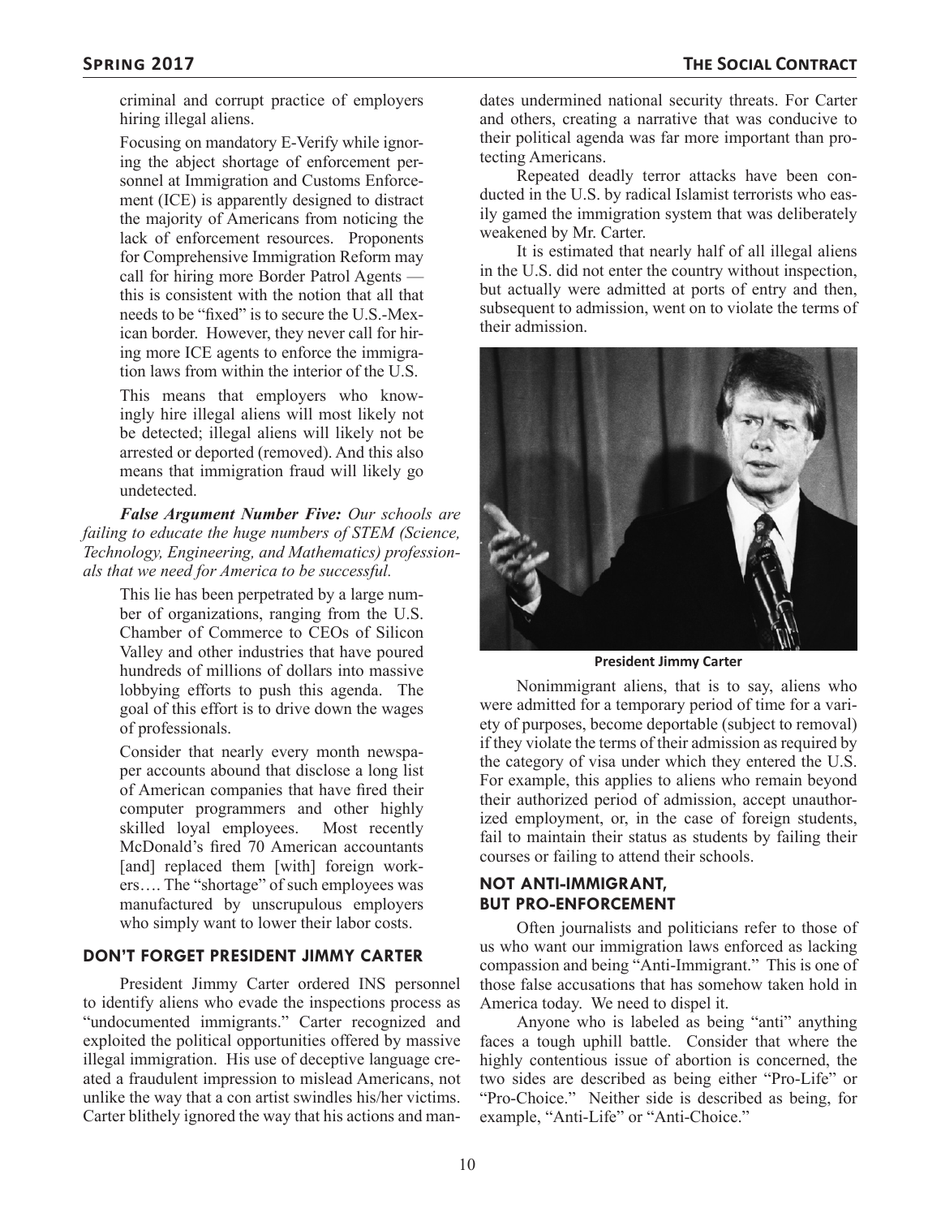criminal and corrupt practice of employers hiring illegal aliens.

Focusing on mandatory E-Verify while ignoring the abject shortage of enforcement personnel at Immigration and Customs Enforcement (ICE) is apparently designed to distract the majority of Americans from noticing the lack of enforcement resources. Proponents for Comprehensive Immigration Reform may call for hiring more Border Patrol Agents — this is consistent with the notion that all that needs to be "fixed" is to secure the U.S.-Mexican border. However, they never call for hiring more ICE agents to enforce the immigration laws from within the interior of the U.S.

This means that employers who knowingly hire illegal aliens will most likely not be detected; illegal aliens will likely not be arrested or deported (removed). And this also means that immigration fraud will likely go undetected.

***False Argument Number Five:*** *Our schools are failing to educate the huge numbers of STEM (Science, Technology, Engineering, and Mathematics) professionals that we need for America to be successful.*

This lie has been perpetrated by a large number of organizations, ranging from the U.S. Chamber of Commerce to CEOs of Silicon Valley and other industries that have poured hundreds of millions of dollars into massive lobbying efforts to push this agenda. The goal of this effort is to drive down the wages of professionals.

Consider that nearly every month newspaper accounts abound that disclose a long list of American companies that have fired their computer programmers and other highly skilled loyal employees. Most recently McDonald's fired 70 American accountants [and] replaced them [with] foreign workers…. The "shortage" of such employees was manufactured by unscrupulous employers who simply want to lower their labor costs.

## DON'T FORGET PRESIDENT JIMMY CARTER

President Jimmy Carter ordered INS personnel to identify aliens who evade the inspections process as "undocumented immigrants." Carter recognized and exploited the political opportunities offered by massive illegal immigration. His use of deceptive language created a fraudulent impression to mislead Americans, not unlike the way that a con artist swindles his/her victims. Carter blithely ignored the way that his actions and mandates undermined national security threats. For Carter and others, creating a narrative that was conducive to their political agenda was far more important than protecting Americans.

Repeated deadly terror attacks have been conducted in the U.S. by radical Islamist terrorists who easily gamed the immigration system that was deliberately weakened by Mr. Carter.

It is estimated that nearly half of all illegal aliens in the U.S. did not enter the country without inspection, but actually were admitted at ports of entry and then, subsequent to admission, went on to violate the terms of their admission.

**President Jimmy Carter**

Nonimmigrant aliens, that is to say, aliens who were admitted for a temporary period of time for a variety of purposes, become deportable (subject to removal) if they violate the terms of their admission as required by the category of visa under which they entered the U.S. For example, this applies to aliens who remain beyond their authorized period of admission, accept unauthorized employment, or, in the case of foreign students, fail to maintain their status as students by failing their courses or failing to attend their schools.

## NOT ANTI-IMMIGRANT, BUT PRO-ENFORCEMENT

Often journalists and politicians refer to those of us who want our immigration laws enforced as lacking compassion and being "Anti-Immigrant." This is one of those false accusations that has somehow taken hold in America today. We need to dispel it.

Anyone who is labeled as being "anti" anything faces a tough uphill battle. Consider that where the highly contentious issue of abortion is concerned, the two sides are described as being either "Pro-Life" or "Pro-Choice." Neither side is described as being, for example, "Anti-Life" or "Anti-Choice."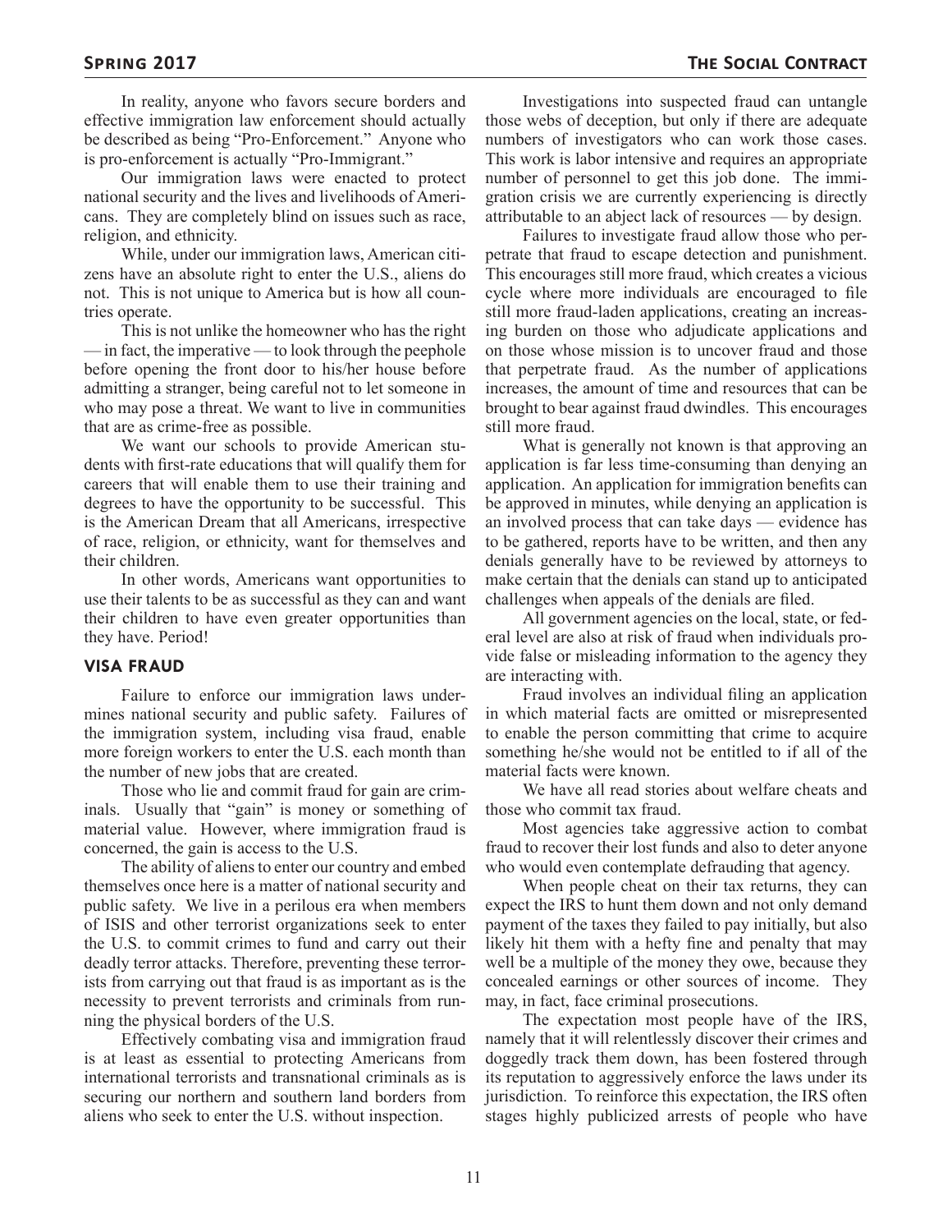In reality, anyone who favors secure borders and effective immigration law enforcement should actually be described as being "Pro-Enforcement." Anyone who is pro-enforcement is actually "Pro-Immigrant."

Our immigration laws were enacted to protect national security and the lives and livelihoods of Americans. They are completely blind on issues such as race, religion, and ethnicity.

While, under our immigration laws, American citizens have an absolute right to enter the U.S., aliens do not. This is not unique to America but is how all countries operate.

This is not unlike the homeowner who has the right — in fact, the imperative — to look through the peephole before opening the front door to his/her house before admitting a stranger, being careful not to let someone in who may pose a threat. We want to live in communities that are as crime-free as possible.

We want our schools to provide American students with first-rate educations that will qualify them for careers that will enable them to use their training and degrees to have the opportunity to be successful. This is the American Dream that all Americans, irrespective of race, religion, or ethnicity, want for themselves and their children.

In other words, Americans want opportunities to use their talents to be as successful as they can and want their children to have even greater opportunities than they have. Period!

### VISA FRAUD

Failure to enforce our immigration laws undermines national security and public safety. Failures of the immigration system, including visa fraud, enable more foreign workers to enter the U.S. each month than the number of new jobs that are created.

Those who lie and commit fraud for gain are criminals. Usually that "gain" is money or something of material value. However, where immigration fraud is concerned, the gain is access to the U.S.

The ability of aliens to enter our country and embed themselves once here is a matter of national security and public safety. We live in a perilous era when members of ISIS and other terrorist organizations seek to enter the U.S. to commit crimes to fund and carry out their deadly terror attacks. Therefore, preventing these terrorists from carrying out that fraud is as important as is the necessity to prevent terrorists and criminals from running the physical borders of the U.S.

Effectively combating visa and immigration fraud is at least as essential to protecting Americans from international terrorists and transnational criminals as is securing our northern and southern land borders from aliens who seek to enter the U.S. without inspection.

Investigations into suspected fraud can untangle those webs of deception, but only if there are adequate numbers of investigators who can work those cases. This work is labor intensive and requires an appropriate number of personnel to get this job done. The immigration crisis we are currently experiencing is directly attributable to an abject lack of resources — by design.

Failures to investigate fraud allow those who perpetrate that fraud to escape detection and punishment. This encourages still more fraud, which creates a vicious cycle where more individuals are encouraged to file still more fraud-laden applications, creating an increasing burden on those who adjudicate applications and on those whose mission is to uncover fraud and those that perpetrate fraud. As the number of applications increases, the amount of time and resources that can be brought to bear against fraud dwindles. This encourages still more fraud.

What is generally not known is that approving an application is far less time-consuming than denying an application. An application for immigration benefits can be approved in minutes, while denying an application is an involved process that can take days — evidence has to be gathered, reports have to be written, and then any denials generally have to be reviewed by attorneys to make certain that the denials can stand up to anticipated challenges when appeals of the denials are filed.

All government agencies on the local, state, or federal level are also at risk of fraud when individuals provide false or misleading information to the agency they are interacting with.

Fraud involves an individual filing an application in which material facts are omitted or misrepresented to enable the person committing that crime to acquire something he/she would not be entitled to if all of the material facts were known.

We have all read stories about welfare cheats and those who commit tax fraud.

Most agencies take aggressive action to combat fraud to recover their lost funds and also to deter anyone who would even contemplate defrauding that agency.

When people cheat on their tax returns, they can expect the IRS to hunt them down and not only demand payment of the taxes they failed to pay initially, but also likely hit them with a hefty fine and penalty that may well be a multiple of the money they owe, because they concealed earnings or other sources of income. They may, in fact, face criminal prosecutions.

The expectation most people have of the IRS, namely that it will relentlessly discover their crimes and doggedly track them down, has been fostered through its reputation to aggressively enforce the laws under its jurisdiction. To reinforce this expectation, the IRS often stages highly publicized arrests of people who have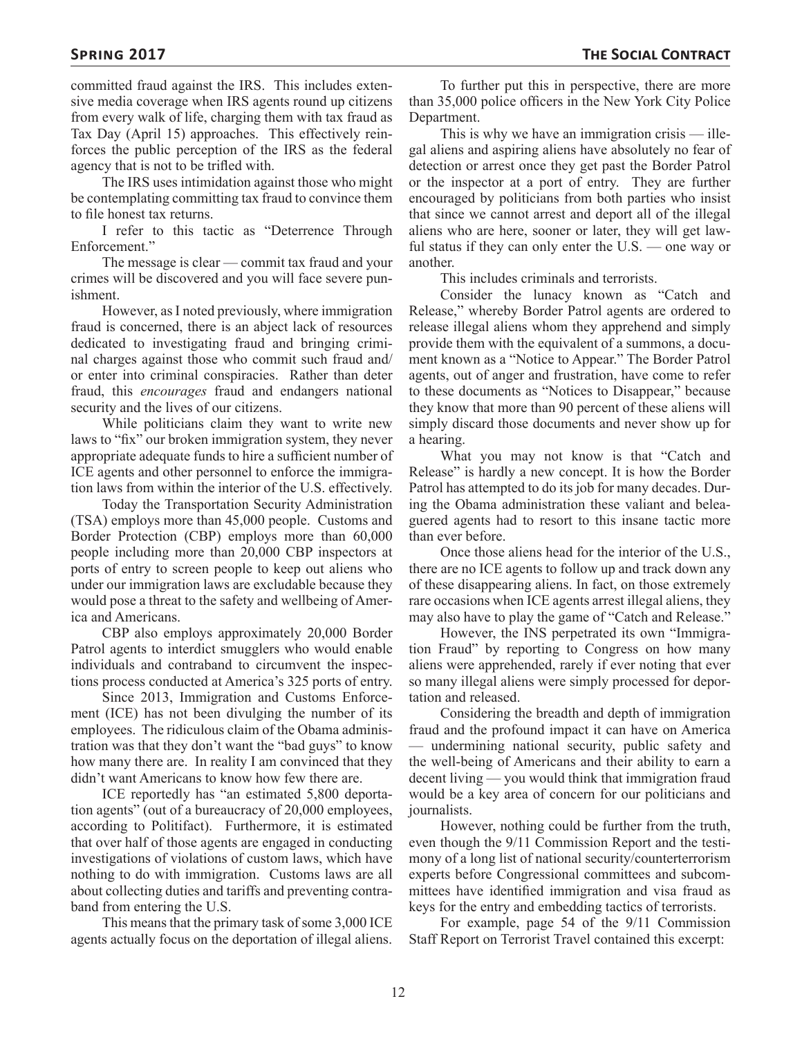committed fraud against the IRS. This includes extensive media coverage when IRS agents round up citizens from every walk of life, charging them with tax fraud as Tax Day (April 15) approaches. This effectively reinforces the public perception of the IRS as the federal agency that is not to be trifled with.

The IRS uses intimidation against those who might be contemplating committing tax fraud to convince them to file honest tax returns.

I refer to this tactic as "Deterrence Through Enforcement."

The message is clear — commit tax fraud and your crimes will be discovered and you will face severe punishment.

However, as I noted previously, where immigration fraud is concerned, there is an abject lack of resources dedicated to investigating fraud and bringing criminal charges against those who commit such fraud and/or enter into criminal conspiracies. Rather than deter fraud, this *encourages* fraud and endangers national security and the lives of our citizens.

While politicians claim they want to write new laws to "fix" our broken immigration system, they never appropriate adequate funds to hire a sufficient number of ICE agents and other personnel to enforce the immigration laws from within the interior of the U.S. effectively.

Today the Transportation Security Administration (TSA) employs more than 45,000 people. Customs and Border Protection (CBP) employs more than 60,000 people including more than 20,000 CBP inspectors at ports of entry to screen people to keep out aliens who under our immigration laws are excludable because they would pose a threat to the safety and wellbeing of America and Americans.

CBP also employs approximately 20,000 Border Patrol agents to interdict smugglers who would enable individuals and contraband to circumvent the inspections process conducted at America's 325 ports of entry.

Since 2013, Immigration and Customs Enforcement (ICE) has not been divulging the number of its employees. The ridiculous claim of the Obama administration was that they don't want the "bad guys" to know how many there are. In reality I am convinced that they didn't want Americans to know how few there are.

ICE reportedly has "an estimated 5,800 deportation agents" (out of a bureaucracy of 20,000 employees, according to Politifact). Furthermore, it is estimated that over half of those agents are engaged in conducting investigations of violations of custom laws, which have nothing to do with immigration. Customs laws are all about collecting duties and tariffs and preventing contraband from entering the U.S.

This means that the primary task of some 3,000 ICE agents actually focus on the deportation of illegal aliens.

To further put this in perspective, there are more than 35,000 police officers in the New York City Police Department.

This is why we have an immigration crisis — illegal aliens and aspiring aliens have absolutely no fear of detection or arrest once they get past the Border Patrol or the inspector at a port of entry. They are further encouraged by politicians from both parties who insist that since we cannot arrest and deport all of the illegal aliens who are here, sooner or later, they will get lawful status if they can only enter the U.S. — one way or another.

This includes criminals and terrorists.

Consider the lunacy known as "Catch and Release," whereby Border Patrol agents are ordered to release illegal aliens whom they apprehend and simply provide them with the equivalent of a summons, a document known as a "Notice to Appear." The Border Patrol agents, out of anger and frustration, have come to refer to these documents as "Notices to Disappear," because they know that more than 90 percent of these aliens will simply discard those documents and never show up for a hearing.

What you may not know is that "Catch and Release" is hardly a new concept. It is how the Border Patrol has attempted to do its job for many decades. During the Obama administration these valiant and beleaguered agents had to resort to this insane tactic more than ever before.

Once those aliens head for the interior of the U.S., there are no ICE agents to follow up and track down any of these disappearing aliens. In fact, on those extremely rare occasions when ICE agents arrest illegal aliens, they may also have to play the game of "Catch and Release."

However, the INS perpetrated its own "Immigration Fraud" by reporting to Congress on how many aliens were apprehended, rarely if ever noting that ever so many illegal aliens were simply processed for deportation and released.

Considering the breadth and depth of immigration fraud and the profound impact it can have on America — undermining national security, public safety and the well-being of Americans and their ability to earn a decent living — you would think that immigration fraud would be a key area of concern for our politicians and journalists.

However, nothing could be further from the truth, even though the 9/11 Commission Report and the testimony of a long list of national security/counterterrorism experts before Congressional committees and subcommittees have identified immigration and visa fraud as keys for the entry and embedding tactics of terrorists.

For example, page 54 of the 9/11 Commission Staff Report on Terrorist Travel contained this excerpt: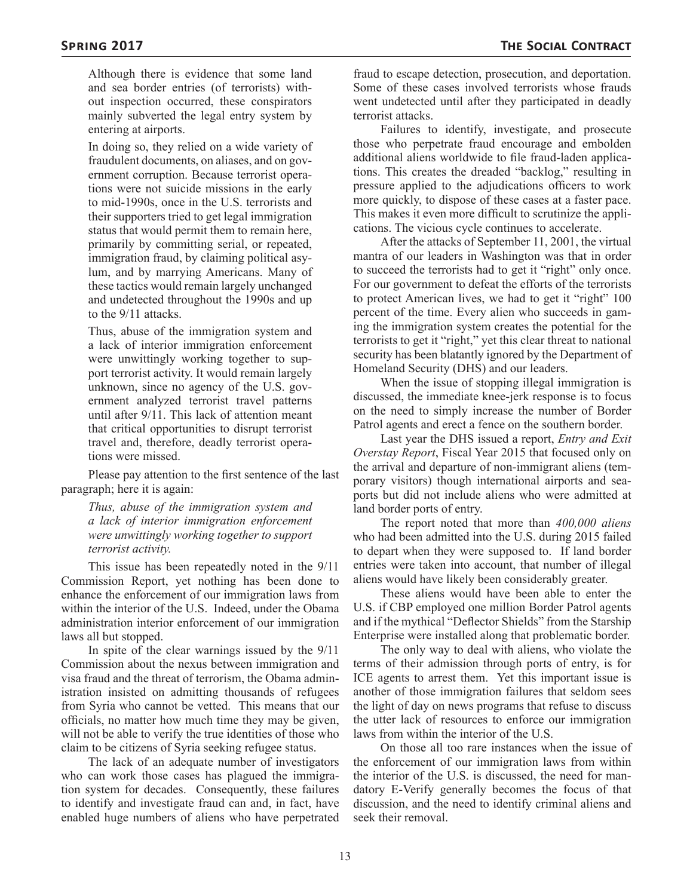> Although there is evidence that some land and sea border entries (of terrorists) without inspection occurred, these conspirators mainly subverted the legal entry system by entering at airports.
>
> In doing so, they relied on a wide variety of fraudulent documents, on aliases, and on government corruption. Because terrorist operations were not suicide missions in the early to mid-1990s, once in the U.S. terrorists and their supporters tried to get legal immigration status that would permit them to remain here, primarily by committing serial, or repeated, immigration fraud, by claiming political asylum, and by marrying Americans. Many of these tactics would remain largely unchanged and undetected throughout the 1990s and up to the 9/11 attacks.
>
> Thus, abuse of the immigration system and a lack of interior immigration enforcement were unwittingly working together to support terrorist activity. It would remain largely unknown, since no agency of the U.S. government analyzed terrorist travel patterns until after 9/11. This lack of attention meant that critical opportunities to disrupt terrorist travel and, therefore, deadly terrorist operations were missed.

Please pay attention to the first sentence of the last paragraph; here it is again:

> *Thus, abuse of the immigration system and a lack of interior immigration enforcement were unwittingly working together to support terrorist activity.*

This issue has been repeatedly noted in the 9/11 Commission Report, yet nothing has been done to enhance the enforcement of our immigration laws from within the interior of the U.S. Indeed, under the Obama administration interior enforcement of our immigration laws all but stopped.

In spite of the clear warnings issued by the 9/11 Commission about the nexus between immigration and visa fraud and the threat of terrorism, the Obama administration insisted on admitting thousands of refugees from Syria who cannot be vetted. This means that our officials, no matter how much time they may be given, will not be able to verify the true identities of those who claim to be citizens of Syria seeking refugee status.

The lack of an adequate number of investigators who can work those cases has plagued the immigration system for decades. Consequently, these failures to identify and investigate fraud can and, in fact, have enabled huge numbers of aliens who have perpetrated fraud to escape detection, prosecution, and deportation. Some of these cases involved terrorists whose frauds went undetected until after they participated in deadly terrorist attacks.

Failures to identify, investigate, and prosecute those who perpetrate fraud encourage and embolden additional aliens worldwide to file fraud-laden applications. This creates the dreaded "backlog," resulting in pressure applied to the adjudications officers to work more quickly, to dispose of these cases at a faster pace. This makes it even more difficult to scrutinize the applications. The vicious cycle continues to accelerate.

After the attacks of September 11, 2001, the virtual mantra of our leaders in Washington was that in order to succeed the terrorists had to get it "right" only once. For our government to defeat the efforts of the terrorists to protect American lives, we had to get it "right" 100 percent of the time. Every alien who succeeds in gaming the immigration system creates the potential for the terrorists to get it "right," yet this clear threat to national security has been blatantly ignored by the Department of Homeland Security (DHS) and our leaders.

When the issue of stopping illegal immigration is discussed, the immediate knee-jerk response is to focus on the need to simply increase the number of Border Patrol agents and erect a fence on the southern border.

Last year the DHS issued a report, *Entry and Exit Overstay Report*, Fiscal Year 2015 that focused only on the arrival and departure of non-immigrant aliens (temporary visitors) though international airports and seaports but did not include aliens who were admitted at land border ports of entry.

The report noted that more than *400,000 aliens* who had been admitted into the U.S. during 2015 failed to depart when they were supposed to. If land border entries were taken into account, that number of illegal aliens would have likely been considerably greater.

These aliens would have been able to enter the U.S. if CBP employed one million Border Patrol agents and if the mythical "Deflector Shields" from the Starship Enterprise were installed along that problematic border.

The only way to deal with aliens, who violate the terms of their admission through ports of entry, is for ICE agents to arrest them. Yet this important issue is another of those immigration failures that seldom sees the light of day on news programs that refuse to discuss the utter lack of resources to enforce our immigration laws from within the interior of the U.S.

On those all too rare instances when the issue of the enforcement of our immigration laws from within the interior of the U.S. is discussed, the need for mandatory E-Verify generally becomes the focus of that discussion, and the need to identify criminal aliens and seek their removal.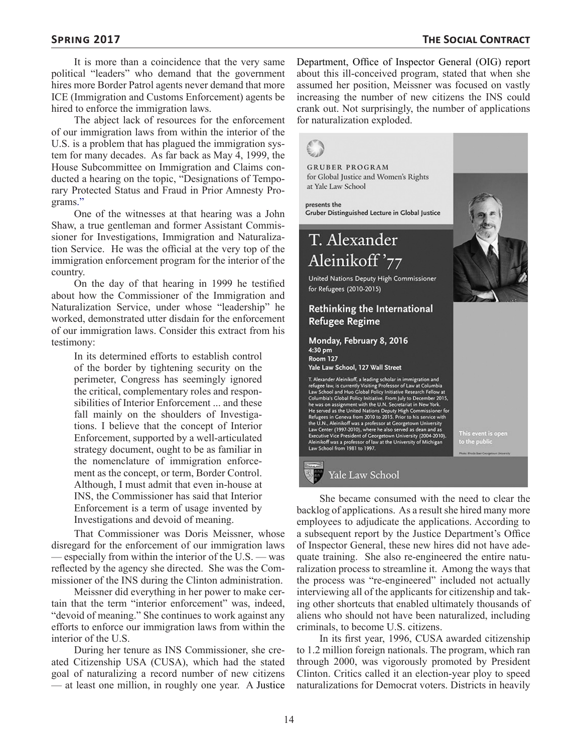It is more than a coincidence that the very same political "leaders" who demand that the government hires more Border Patrol agents never demand that more ICE (Immigration and Customs Enforcement) agents be hired to enforce the immigration laws.

The abject lack of resources for the enforcement of our immigration laws from within the interior of the U.S. is a problem that has plagued the immigration system for many decades. As far back as May 4, 1999, the House Subcommittee on Immigration and Claims conducted a hearing on the topic, "Designations of Temporary Protected Status and Fraud in Prior Amnesty Programs."

One of the witnesses at that hearing was a John Shaw, a true gentleman and former Assistant Commissioner for Investigations, Immigration and Naturalization Service. He was the official at the very top of the immigration enforcement program for the interior of the country.

On the day of that hearing in 1999 he testified about how the Commissioner of the Immigration and Naturalization Service, under whose "leadership" he worked, demonstrated utter disdain for the enforcement of our immigration laws. Consider this extract from his testimony:

> In its determined efforts to establish control of the border by tightening security on the perimeter, Congress has seemingly ignored the critical, complementary roles and responsibilities of Interior Enforcement ... and these fall mainly on the shoulders of Investigations. I believe that the concept of Interior Enforcement, supported by a well-articulated strategy document, ought to be as familiar in the nomenclature of immigration enforcement as the concept, or term, Border Control. Although, I must admit that even in-house at INS, the Commissioner has said that Interior Enforcement is a term of usage invented by Investigations and devoid of meaning.

That Commissioner was Doris Meissner, whose disregard for the enforcement of our immigration laws — especially from within the interior of the U.S. — was reflected by the agency she directed. She was the Commissioner of the INS during the Clinton administration.

Meissner did everything in her power to make certain that the term "interior enforcement" was, indeed, "devoid of meaning." She continues to work against any efforts to enforce our immigration laws from within the interior of the U.S.

During her tenure as INS Commissioner, she created Citizenship USA (CUSA), which had the stated goal of naturalizing a record number of new citizens — at least one million, in roughly one year. A Justice Department, Office of Inspector General (OIG) report about this ill-conceived program, stated that when she assumed her position, Meissner was focused on vastly increasing the number of new citizens the INS could crank out. Not surprisingly, the number of applications for naturalization exploded.

GRUBER PROGRAM for Global Justice and Women's Rights at Yale Law School

presents the Gruber Distinguished Lecture in Global Justice

**T. Alexander Aleinikoff '77**

United Nations Deputy High Commissioner for Refugees (2010-2015)

**Rethinking the International Refugee Regime**

**Monday, February 8, 2016**
**4:30 pm**
**Room 127**
**Yale Law School, 127 Wall Street**

T. Alexander Aleinikoff, a leading scholar in immigration and refugee law, is currently Visiting Professor of Law at Columbia Law School and Huo Global Policy Initiative Research Fellow at Columbia's Global Policy Initiative. From July to December 2015, he was on assignment with the U.N. Secretariat in New York. He served as the United Nations Deputy High Commissioner for Refugees in Geneva from 2010 to 2015. Prior to his service with the U.N., Aleinikoff was a professor at Georgetown University Law Center (1997-2010), where he also served as dean and as Executive Vice President of Georgetown University (2004-2010). Aleinikoff was a professor of law at the University of Michigan Law School from 1981 to 1997.

This event is open to the public

Yale Law School

She became consumed with the need to clear the backlog of applications. As a result she hired many more employees to adjudicate the applications. According to a subsequent report by the Justice Department's Office of Inspector General, these new hires did not have adequate training. She also re-engineered the entire naturalization process to streamline it. Among the ways that the process was "re-engineered" included not actually interviewing all of the applicants for citizenship and taking other shortcuts that enabled ultimately thousands of aliens who should not have been naturalized, including criminals, to become U.S. citizens.

In its first year, 1996, CUSA awarded citizenship to 1.2 million foreign nationals. The program, which ran through 2000, was vigorously promoted by President Clinton. Critics called it an election-year ploy to speed naturalizations for Democrat voters. Districts in heavily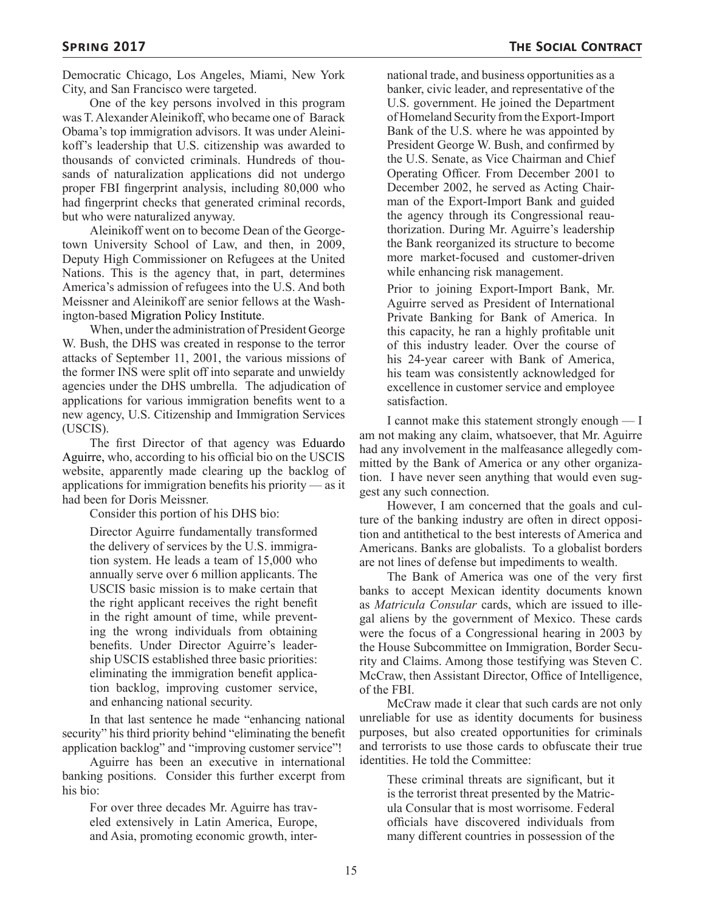Democratic Chicago, Los Angeles, Miami, New York City, and San Francisco were targeted.

One of the key persons involved in this program was T. Alexander Aleinikoff, who became one of Barack Obama's top immigration advisors. It was under Aleinikoff's leadership that U.S. citizenship was awarded to thousands of convicted criminals. Hundreds of thousands of naturalization applications did not undergo proper FBI fingerprint analysis, including 80,000 who had fingerprint checks that generated criminal records, but who were naturalized anyway.

Aleinikoff went on to become Dean of the Georgetown University School of Law, and then, in 2009, Deputy High Commissioner on Refugees at the United Nations. This is the agency that, in part, determines America's admission of refugees into the U.S. And both Meissner and Aleinikoff are senior fellows at the Washington-based Migration Policy Institute.

When, under the administration of President George W. Bush, the DHS was created in response to the terror attacks of September 11, 2001, the various missions of the former INS were split off into separate and unwieldy agencies under the DHS umbrella. The adjudication of applications for various immigration benefits went to a new agency, U.S. Citizenship and Immigration Services (USCIS).

The first Director of that agency was Eduardo Aguirre, who, according to his official bio on the USCIS website, apparently made clearing up the backlog of applications for immigration benefits his priority — as it had been for Doris Meissner.

Consider this portion of his DHS bio:

> Director Aguirre fundamentally transformed the delivery of services by the U.S. immigration system. He leads a team of 15,000 who annually serve over 6 million applicants. The USCIS basic mission is to make certain that the right applicant receives the right benefit in the right amount of time, while preventing the wrong individuals from obtaining benefits. Under Director Aguirre's leadership USCIS established three basic priorities: eliminating the immigration benefit application backlog, improving customer service, and enhancing national security.

In that last sentence he made "enhancing national security" his third priority behind "eliminating the benefit application backlog" and "improving customer service"!

Aguirre has been an executive in international banking positions. Consider this further excerpt from his bio:

> For over three decades Mr. Aguirre has traveled extensively in Latin America, Europe, and Asia, promoting economic growth, international trade, and business opportunities as a banker, civic leader, and representative of the U.S. government. He joined the Department of Homeland Security from the Export-Import Bank of the U.S. where he was appointed by President George W. Bush, and confirmed by the U.S. Senate, as Vice Chairman and Chief Operating Officer. From December 2001 to December 2002, he served as Acting Chairman of the Export-Import Bank and guided the agency through its Congressional reauthorization. During Mr. Aguirre's leadership the Bank reorganized its structure to become more market-focused and customer-driven while enhancing risk management.
>
> Prior to joining Export-Import Bank, Mr. Aguirre served as President of International Private Banking for Bank of America. In this capacity, he ran a highly profitable unit of this industry leader. Over the course of his 24-year career with Bank of America, his team was consistently acknowledged for excellence in customer service and employee satisfaction.

I cannot make this statement strongly enough — I am not making any claim, whatsoever, that Mr. Aguirre had any involvement in the malfeasance allegedly committed by the Bank of America or any other organization. I have never seen anything that would even suggest any such connection.

However, I am concerned that the goals and culture of the banking industry are often in direct opposition and antithetical to the best interests of America and Americans. Banks are globalists. To a globalist borders are not lines of defense but impediments to wealth.

The Bank of America was one of the very first banks to accept Mexican identity documents known as *Matricula Consular* cards, which are issued to illegal aliens by the government of Mexico. These cards were the focus of a Congressional hearing in 2003 by the House Subcommittee on Immigration, Border Security and Claims. Among those testifying was Steven C. McCraw, then Assistant Director, Office of Intelligence, of the FBI.

McCraw made it clear that such cards are not only unreliable for use as identity documents for business purposes, but also created opportunities for criminals and terrorists to use those cards to obfuscate their true identities. He told the Committee:

> These criminal threats are significant, but it is the terrorist threat presented by the Matricula Consular that is most worrisome. Federal officials have discovered individuals from many different countries in possession of the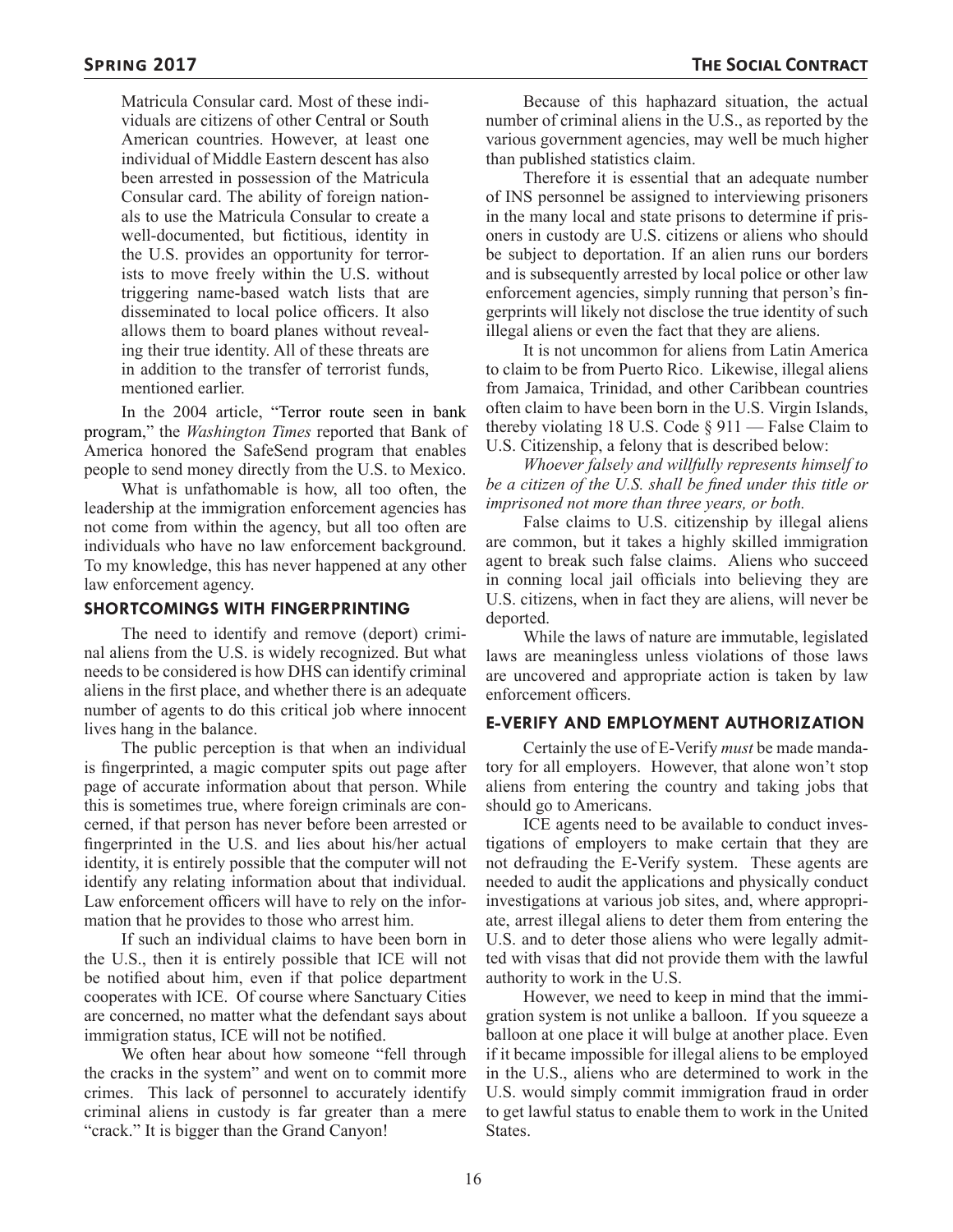Matricula Consular card. Most of these individuals are citizens of other Central or South American countries. However, at least one individual of Middle Eastern descent has also been arrested in possession of the Matricula Consular card. The ability of foreign nationals to use the Matricula Consular to create a well-documented, but fictitious, identity in the U.S. provides an opportunity for terrorists to move freely within the U.S. without triggering name-based watch lists that are disseminated to local police officers. It also allows them to board planes without revealing their true identity. All of these threats are in addition to the transfer of terrorist funds, mentioned earlier.

In the 2004 article, "Terror route seen in bank program," the *Washington Times* reported that Bank of America honored the SafeSend program that enables people to send money directly from the U.S. to Mexico.

What is unfathomable is how, all too often, the leadership at the immigration enforcement agencies has not come from within the agency, but all too often are individuals who have no law enforcement background. To my knowledge, this has never happened at any other law enforcement agency.

## SHORTCOMINGS WITH FINGERPRINTING

The need to identify and remove (deport) criminal aliens from the U.S. is widely recognized. But what needs to be considered is how DHS can identify criminal aliens in the first place, and whether there is an adequate number of agents to do this critical job where innocent lives hang in the balance.

The public perception is that when an individual is fingerprinted, a magic computer spits out page after page of accurate information about that person. While this is sometimes true, where foreign criminals are concerned, if that person has never before been arrested or fingerprinted in the U.S. and lies about his/her actual identity, it is entirely possible that the computer will not identify any relating information about that individual. Law enforcement officers will have to rely on the information that he provides to those who arrest him.

If such an individual claims to have been born in the U.S., then it is entirely possible that ICE will not be notified about him, even if that police department cooperates with ICE. Of course where Sanctuary Cities are concerned, no matter what the defendant says about immigration status, ICE will not be notified.

We often hear about how someone "fell through the cracks in the system" and went on to commit more crimes. This lack of personnel to accurately identify criminal aliens in custody is far greater than a mere "crack." It is bigger than the Grand Canyon!

Because of this haphazard situation, the actual number of criminal aliens in the U.S., as reported by the various government agencies, may well be much higher than published statistics claim.

Therefore it is essential that an adequate number of INS personnel be assigned to interviewing prisoners in the many local and state prisons to determine if prisoners in custody are U.S. citizens or aliens who should be subject to deportation. If an alien runs our borders and is subsequently arrested by local police or other law enforcement agencies, simply running that person's fingerprints will likely not disclose the true identity of such illegal aliens or even the fact that they are aliens.

It is not uncommon for aliens from Latin America to claim to be from Puerto Rico. Likewise, illegal aliens from Jamaica, Trinidad, and other Caribbean countries often claim to have been born in the U.S. Virgin Islands, thereby violating 18 U.S. Code § 911 — False Claim to U.S. Citizenship, a felony that is described below:

*Whoever falsely and willfully represents himself to be a citizen of the U.S. shall be fined under this title or imprisoned not more than three years, or both.*

False claims to U.S. citizenship by illegal aliens are common, but it takes a highly skilled immigration agent to break such false claims. Aliens who succeed in conning local jail officials into believing they are U.S. citizens, when in fact they are aliens, will never be deported.

While the laws of nature are immutable, legislated laws are meaningless unless violations of those laws are uncovered and appropriate action is taken by law enforcement officers.

## E-VERIFY AND EMPLOYMENT AUTHORIZATION

Certainly the use of E-Verify *must* be made mandatory for all employers. However, that alone won't stop aliens from entering the country and taking jobs that should go to Americans.

ICE agents need to be available to conduct investigations of employers to make certain that they are not defrauding the E-Verify system. These agents are needed to audit the applications and physically conduct investigations at various job sites, and, where appropriate, arrest illegal aliens to deter them from entering the U.S. and to deter those aliens who were legally admitted with visas that did not provide them with the lawful authority to work in the U.S.

However, we need to keep in mind that the immigration system is not unlike a balloon. If you squeeze a balloon at one place it will bulge at another place. Even if it became impossible for illegal aliens to be employed in the U.S., aliens who are determined to work in the U.S. would simply commit immigration fraud in order to get lawful status to enable them to work in the United States.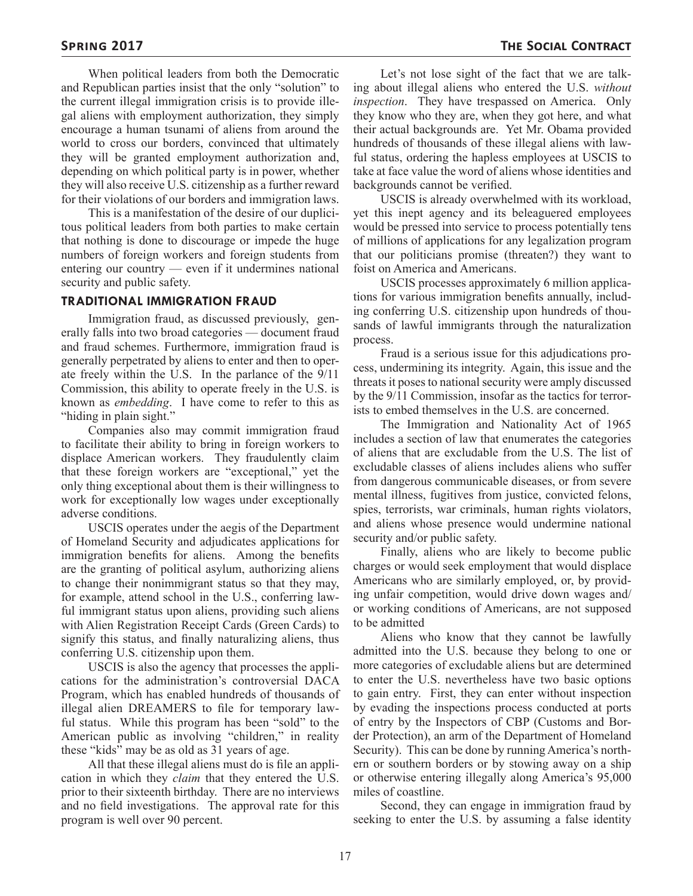When political leaders from both the Democratic and Republican parties insist that the only "solution" to the current illegal immigration crisis is to provide illegal aliens with employment authorization, they simply encourage a human tsunami of aliens from around the world to cross our borders, convinced that ultimately they will be granted employment authorization and, depending on which political party is in power, whether they will also receive U.S. citizenship as a further reward for their violations of our borders and immigration laws.

This is a manifestation of the desire of our duplicitous political leaders from both parties to make certain that nothing is done to discourage or impede the huge numbers of foreign workers and foreign students from entering our country — even if it undermines national security and public safety.

### TRADITIONAL IMMIGRATION FRAUD

Immigration fraud, as discussed previously, generally falls into two broad categories — document fraud and fraud schemes. Furthermore, immigration fraud is generally perpetrated by aliens to enter and then to operate freely within the U.S. In the parlance of the 9/11 Commission, this ability to operate freely in the U.S. is known as *embedding*. I have come to refer to this as "hiding in plain sight."

Companies also may commit immigration fraud to facilitate their ability to bring in foreign workers to displace American workers. They fraudulently claim that these foreign workers are "exceptional," yet the only thing exceptional about them is their willingness to work for exceptionally low wages under exceptionally adverse conditions.

USCIS operates under the aegis of the Department of Homeland Security and adjudicates applications for immigration benefits for aliens. Among the benefits are the granting of political asylum, authorizing aliens to change their nonimmigrant status so that they may, for example, attend school in the U.S., conferring lawful immigrant status upon aliens, providing such aliens with Alien Registration Receipt Cards (Green Cards) to signify this status, and finally naturalizing aliens, thus conferring U.S. citizenship upon them.

USCIS is also the agency that processes the applications for the administration's controversial DACA Program, which has enabled hundreds of thousands of illegal alien DREAMERS to file for temporary lawful status. While this program has been "sold" to the American public as involving "children," in reality these "kids" may be as old as 31 years of age.

All that these illegal aliens must do is file an application in which they *claim* that they entered the U.S. prior to their sixteenth birthday. There are no interviews and no field investigations. The approval rate for this program is well over 90 percent.

Let's not lose sight of the fact that we are talking about illegal aliens who entered the U.S. *without inspection*. They have trespassed on America. Only they know who they are, when they got here, and what their actual backgrounds are. Yet Mr. Obama provided hundreds of thousands of these illegal aliens with lawful status, ordering the hapless employees at USCIS to take at face value the word of aliens whose identities and backgrounds cannot be verified.

USCIS is already overwhelmed with its workload, yet this inept agency and its beleaguered employees would be pressed into service to process potentially tens of millions of applications for any legalization program that our politicians promise (threaten?) they want to foist on America and Americans.

USCIS processes approximately 6 million applications for various immigration benefits annually, including conferring U.S. citizenship upon hundreds of thousands of lawful immigrants through the naturalization process.

Fraud is a serious issue for this adjudications process, undermining its integrity. Again, this issue and the threats it poses to national security were amply discussed by the 9/11 Commission, insofar as the tactics for terrorists to embed themselves in the U.S. are concerned.

The Immigration and Nationality Act of 1965 includes a section of law that enumerates the categories of aliens that are excludable from the U.S. The list of excludable classes of aliens includes aliens who suffer from dangerous communicable diseases, or from severe mental illness, fugitives from justice, convicted felons, spies, terrorists, war criminals, human rights violators, and aliens whose presence would undermine national security and/or public safety.

Finally, aliens who are likely to become public charges or would seek employment that would displace Americans who are similarly employed, or, by providing unfair competition, would drive down wages and/or working conditions of Americans, are not supposed to be admitted

Aliens who know that they cannot be lawfully admitted into the U.S. because they belong to one or more categories of excludable aliens but are determined to enter the U.S. nevertheless have two basic options to gain entry. First, they can enter without inspection by evading the inspections process conducted at ports of entry by the Inspectors of CBP (Customs and Border Protection), an arm of the Department of Homeland Security). This can be done by running America's northern or southern borders or by stowing away on a ship or otherwise entering illegally along America's 95,000 miles of coastline.

Second, they can engage in immigration fraud by seeking to enter the U.S. by assuming a false identity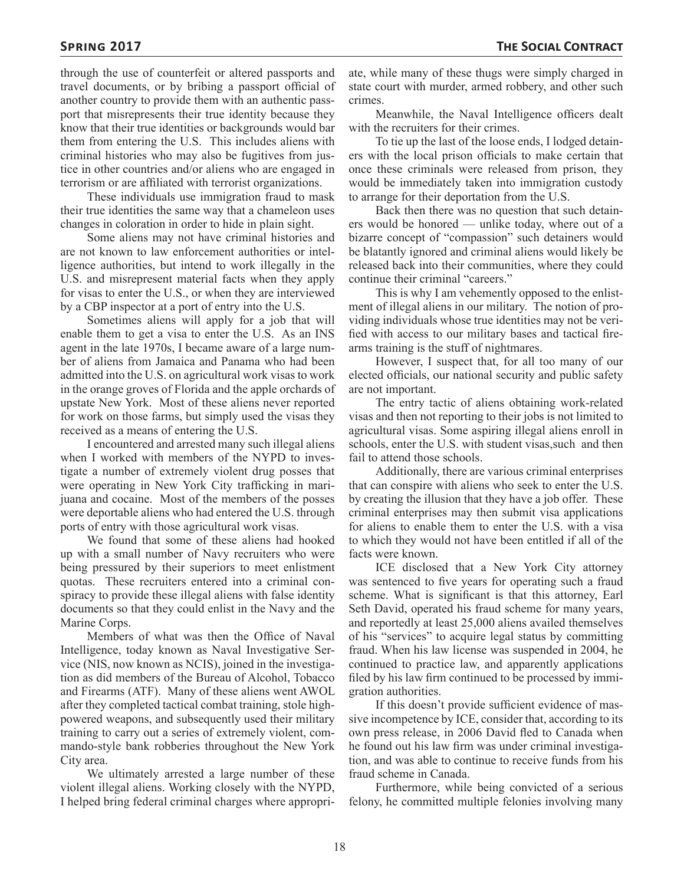through the use of counterfeit or altered passports and travel documents, or by bribing a passport official of another country to provide them with an authentic passport that misrepresents their true identity because they know that their true identities or backgrounds would bar them from entering the U.S. This includes aliens with criminal histories who may also be fugitives from justice in other countries and/or aliens who are engaged in terrorism or are affiliated with terrorist organizations.

These individuals use immigration fraud to mask their true identities the same way that a chameleon uses changes in coloration in order to hide in plain sight.

Some aliens may not have criminal histories and are not known to law enforcement authorities or intelligence authorities, but intend to work illegally in the U.S. and misrepresent material facts when they apply for visas to enter the U.S., or when they are interviewed by a CBP inspector at a port of entry into the U.S.

Sometimes aliens will apply for a job that will enable them to get a visa to enter the U.S. As an INS agent in the late 1970s, I became aware of a large number of aliens from Jamaica and Panama who had been admitted into the U.S. on agricultural work visas to work in the orange groves of Florida and the apple orchards of upstate New York. Most of these aliens never reported for work on those farms, but simply used the visas they received as a means of entering the U.S.

I encountered and arrested many such illegal aliens when I worked with members of the NYPD to investigate a number of extremely violent drug posses that were operating in New York City trafficking in marijuana and cocaine. Most of the members of the posses were deportable aliens who had entered the U.S. through ports of entry with those agricultural work visas.

We found that some of these aliens had hooked up with a small number of Navy recruiters who were being pressured by their superiors to meet enlistment quotas. These recruiters entered into a criminal conspiracy to provide these illegal aliens with false identity documents so that they could enlist in the Navy and the Marine Corps.

Members of what was then the Office of Naval Intelligence, today known as Naval Investigative Service (NIS, now known as NCIS), joined in the investigation as did members of the Bureau of Alcohol, Tobacco and Firearms (ATF). Many of these aliens went AWOL after they completed tactical combat training, stole high-powered weapons, and subsequently used their military training to carry out a series of extremely violent, commando-style bank robberies throughout the New York City area.

We ultimately arrested a large number of these violent illegal aliens. Working closely with the NYPD, I helped bring federal criminal charges where appropriate, while many of these thugs were simply charged in state court with murder, armed robbery, and other such crimes.

Meanwhile, the Naval Intelligence officers dealt with the recruiters for their crimes.

To tie up the last of the loose ends, I lodged detainers with the local prison officials to make certain that once these criminals were released from prison, they would be immediately taken into immigration custody to arrange for their deportation from the U.S.

Back then there was no question that such detainers would be honored — unlike today, where out of a bizarre concept of "compassion" such detainers would be blatantly ignored and criminal aliens would likely be released back into their communities, where they could continue their criminal "careers."

This is why I am vehemently opposed to the enlistment of illegal aliens in our military. The notion of providing individuals whose true identities may not be verified with access to our military bases and tactical firearms training is the stuff of nightmares.

However, I suspect that, for all too many of our elected officials, our national security and public safety are not important.

The entry tactic of aliens obtaining work-related visas and then not reporting to their jobs is not limited to agricultural visas. Some aspiring illegal aliens enroll in schools, enter the U.S. with student visas,such and then fail to attend those schools.

Additionally, there are various criminal enterprises that can conspire with aliens who seek to enter the U.S. by creating the illusion that they have a job offer. These criminal enterprises may then submit visa applications for aliens to enable them to enter the U.S. with a visa to which they would not have been entitled if all of the facts were known.

ICE disclosed that a New York City attorney was sentenced to five years for operating such a fraud scheme. What is significant is that this attorney, Earl Seth David, operated his fraud scheme for many years, and reportedly at least 25,000 aliens availed themselves of his "services" to acquire legal status by committing fraud. When his law license was suspended in 2004, he continued to practice law, and apparently applications filed by his law firm continued to be processed by immigration authorities.

If this doesn't provide sufficient evidence of massive incompetence by ICE, consider that, according to its own press release, in 2006 David fled to Canada when he found out his law firm was under criminal investigation, and was able to continue to receive funds from his fraud scheme in Canada.

Furthermore, while being convicted of a serious felony, he committed multiple felonies involving many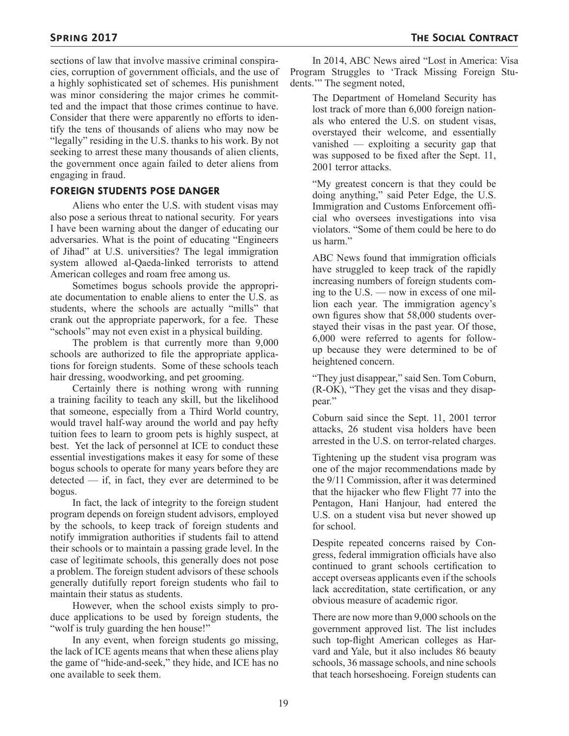sections of law that involve massive criminal conspiracies, corruption of government officials, and the use of a highly sophisticated set of schemes. His punishment was minor considering the major crimes he committed and the impact that those crimes continue to have. Consider that there were apparently no efforts to identify the tens of thousands of aliens who may now be "legally" residing in the U.S. thanks to his work. By not seeking to arrest these many thousands of alien clients, the government once again failed to deter aliens from engaging in fraud.

### FOREIGN STUDENTS POSE DANGER

Aliens who enter the U.S. with student visas may also pose a serious threat to national security. For years I have been warning about the danger of educating our adversaries. What is the point of educating "Engineers of Jihad" at U.S. universities? The legal immigration system allowed al-Qaeda-linked terrorists to attend American colleges and roam free among us.

Sometimes bogus schools provide the appropriate documentation to enable aliens to enter the U.S. as students, where the schools are actually "mills" that crank out the appropriate paperwork, for a fee. These "schools" may not even exist in a physical building.

The problem is that currently more than 9,000 schools are authorized to file the appropriate applications for foreign students. Some of these schools teach hair dressing, woodworking, and pet grooming.

Certainly there is nothing wrong with running a training facility to teach any skill, but the likelihood that someone, especially from a Third World country, would travel half-way around the world and pay hefty tuition fees to learn to groom pets is highly suspect, at best. Yet the lack of personnel at ICE to conduct these essential investigations makes it easy for some of these bogus schools to operate for many years before they are detected — if, in fact, they ever are determined to be bogus.

In fact, the lack of integrity to the foreign student program depends on foreign student advisors, employed by the schools, to keep track of foreign students and notify immigration authorities if students fail to attend their schools or to maintain a passing grade level. In the case of legitimate schools, this generally does not pose a problem. The foreign student advisors of these schools generally dutifully report foreign students who fail to maintain their status as students.

However, when the school exists simply to produce applications to be used by foreign students, the "wolf is truly guarding the hen house!"

In any event, when foreign students go missing, the lack of ICE agents means that when these aliens play the game of "hide-and-seek," they hide, and ICE has no one available to seek them.

In 2014, ABC News aired "Lost in America: Visa Program Struggles to 'Track Missing Foreign Students.'" The segment noted,

> The Department of Homeland Security has lost track of more than 6,000 foreign nationals who entered the U.S. on student visas, overstayed their welcome, and essentially vanished — exploiting a security gap that was supposed to be fixed after the Sept. 11, 2001 terror attacks.
>
> "My greatest concern is that they could be doing anything," said Peter Edge, the U.S. Immigration and Customs Enforcement official who oversees investigations into visa violators. "Some of them could be here to do us harm."
>
> ABC News found that immigration officials have struggled to keep track of the rapidly increasing numbers of foreign students coming to the U.S. — now in excess of one million each year. The immigration agency's own figures show that 58,000 students overstayed their visas in the past year. Of those, 6,000 were referred to agents for follow-up because they were determined to be of heightened concern.
>
> "They just disappear," said Sen. Tom Coburn, (R-OK), "They get the visas and they disappear."
>
> Coburn said since the Sept. 11, 2001 terror attacks, 26 student visa holders have been arrested in the U.S. on terror-related charges.
>
> Tightening up the student visa program was one of the major recommendations made by the 9/11 Commission, after it was determined that the hijacker who flew Flight 77 into the Pentagon, Hani Hanjour, had entered the U.S. on a student visa but never showed up for school.
>
> Despite repeated concerns raised by Congress, federal immigration officials have also continued to grant schools certification to accept overseas applicants even if the schools lack accreditation, state certification, or any obvious measure of academic rigor.
>
> There are now more than 9,000 schools on the government approved list. The list includes such top-flight American colleges as Harvard and Yale, but it also includes 86 beauty schools, 36 massage schools, and nine schools that teach horseshoeing. Foreign students can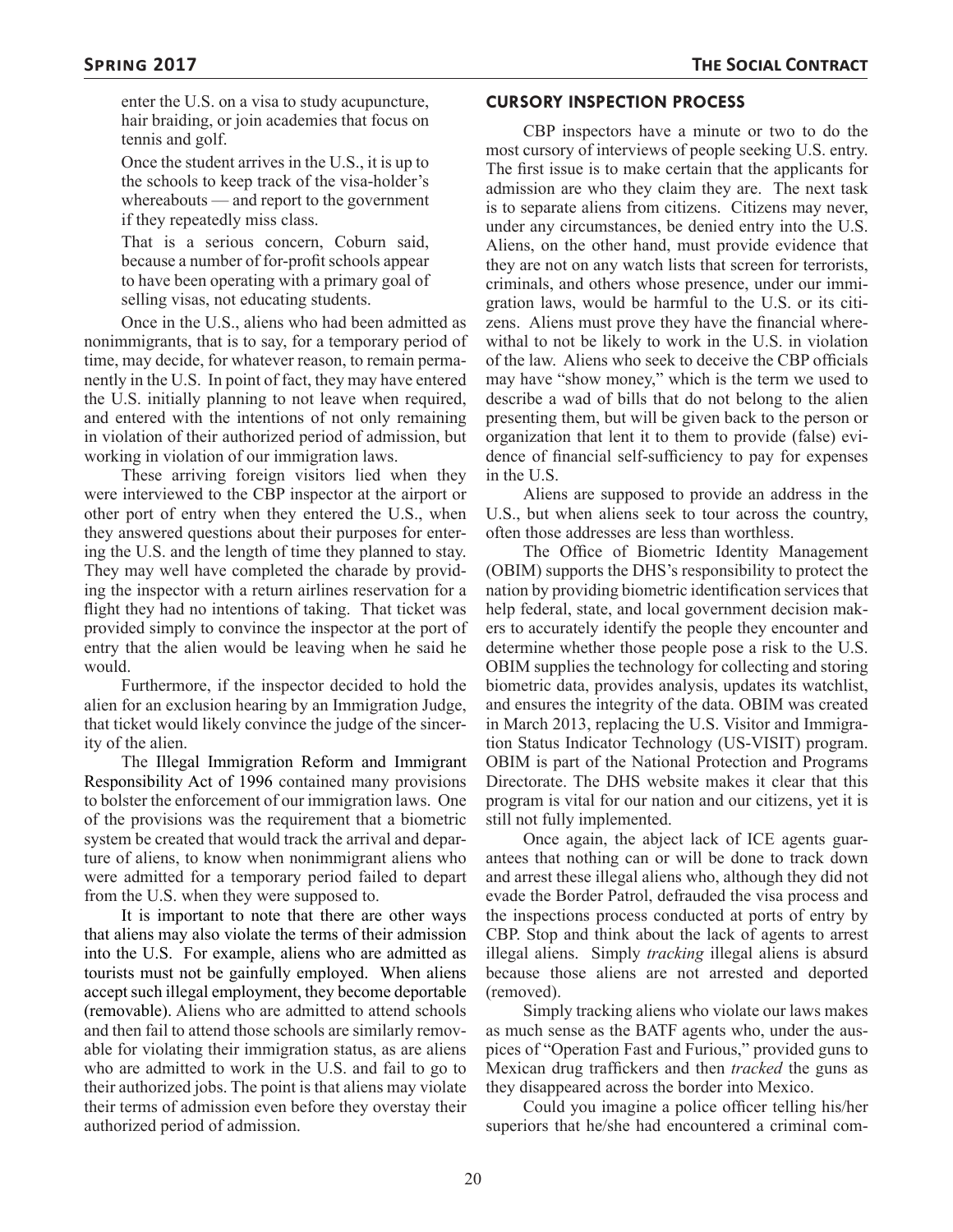> enter the U.S. on a visa to study acupuncture, hair braiding, or join academies that focus on tennis and golf.
>
> Once the student arrives in the U.S., it is up to the schools to keep track of the visa-holder's whereabouts — and report to the government if they repeatedly miss class.
>
> That is a serious concern, Coburn said, because a number of for-profit schools appear to have been operating with a primary goal of selling visas, not educating students.

Once in the U.S., aliens who had been admitted as nonimmigrants, that is to say, for a temporary period of time, may decide, for whatever reason, to remain permanently in the U.S. In point of fact, they may have entered the U.S. initially planning to not leave when required, and entered with the intentions of not only remaining in violation of their authorized period of admission, but working in violation of our immigration laws.

These arriving foreign visitors lied when they were interviewed to the CBP inspector at the airport or other port of entry when they entered the U.S., when they answered questions about their purposes for entering the U.S. and the length of time they planned to stay. They may well have completed the charade by providing the inspector with a return airlines reservation for a flight they had no intentions of taking. That ticket was provided simply to convince the inspector at the port of entry that the alien would be leaving when he said he would.

Furthermore, if the inspector decided to hold the alien for an exclusion hearing by an Immigration Judge, that ticket would likely convince the judge of the sincerity of the alien.

The Illegal Immigration Reform and Immigrant Responsibility Act of 1996 contained many provisions to bolster the enforcement of our immigration laws. One of the provisions was the requirement that a biometric system be created that would track the arrival and departure of aliens, to know when nonimmigrant aliens who were admitted for a temporary period failed to depart from the U.S. when they were supposed to.

It is important to note that there are other ways that aliens may also violate the terms of their admission into the U.S. For example, aliens who are admitted as tourists must not be gainfully employed. When aliens accept such illegal employment, they become deportable (removable). Aliens who are admitted to attend schools and then fail to attend those schools are similarly removable for violating their immigration status, as are aliens who are admitted to work in the U.S. and fail to go to their authorized jobs. The point is that aliens may violate their terms of admission even before they overstay their authorized period of admission.

## Cursory Inspection Process

CBP inspectors have a minute or two to do the most cursory of interviews of people seeking U.S. entry. The first issue is to make certain that the applicants for admission are who they claim they are. The next task is to separate aliens from citizens. Citizens may never, under any circumstances, be denied entry into the U.S. Aliens, on the other hand, must provide evidence that they are not on any watch lists that screen for terrorists, criminals, and others whose presence, under our immigration laws, would be harmful to the U.S. or its citizens. Aliens must prove they have the financial wherewithal to not be likely to work in the U.S. in violation of the law. Aliens who seek to deceive the CBP officials may have "show money," which is the term we used to describe a wad of bills that do not belong to the alien presenting them, but will be given back to the person or organization that lent it to them to provide (false) evidence of financial self-sufficiency to pay for expenses in the U.S.

Aliens are supposed to provide an address in the U.S., but when aliens seek to tour across the country, often those addresses are less than worthless.

The Office of Biometric Identity Management (OBIM) supports the DHS's responsibility to protect the nation by providing biometric identification services that help federal, state, and local government decision makers to accurately identify the people they encounter and determine whether those people pose a risk to the U.S. OBIM supplies the technology for collecting and storing biometric data, provides analysis, updates its watchlist, and ensures the integrity of the data. OBIM was created in March 2013, replacing the U.S. Visitor and Immigration Status Indicator Technology (US-VISIT) program. OBIM is part of the National Protection and Programs Directorate. The DHS website makes it clear that this program is vital for our nation and our citizens, yet it is still not fully implemented.

Once again, the abject lack of ICE agents guarantees that nothing can or will be done to track down and arrest these illegal aliens who, although they did not evade the Border Patrol, defrauded the visa process and the inspections process conducted at ports of entry by CBP. Stop and think about the lack of agents to arrest illegal aliens. Simply *tracking* illegal aliens is absurd because those aliens are not arrested and deported (removed).

Simply tracking aliens who violate our laws makes as much sense as the BATF agents who, under the auspices of "Operation Fast and Furious," provided guns to Mexican drug traffickers and then *tracked* the guns as they disappeared across the border into Mexico.

Could you imagine a police officer telling his/her superiors that he/she had encountered a criminal com-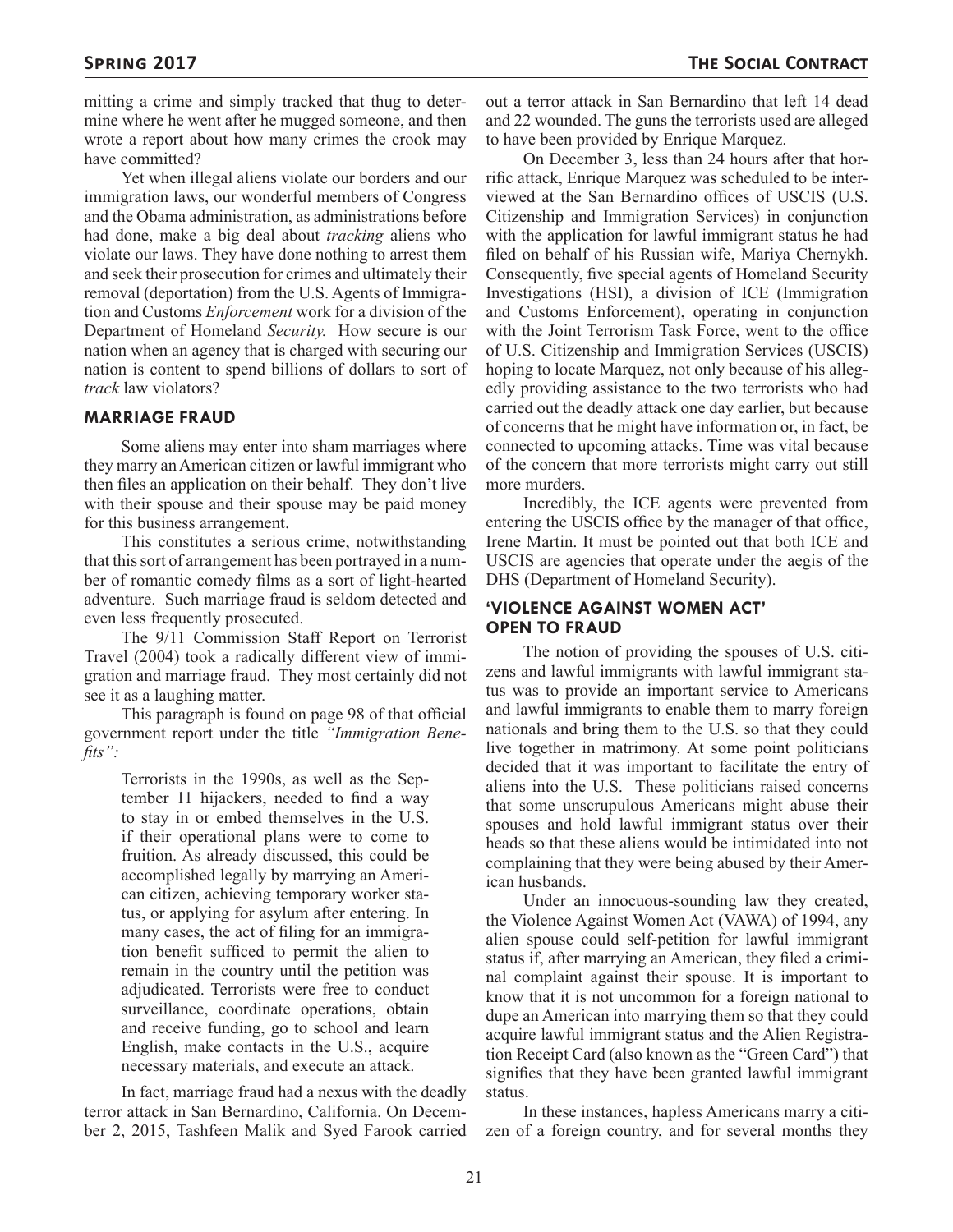mitting a crime and simply tracked that thug to determine where he went after he mugged someone, and then wrote a report about how many crimes the crook may have committed?

Yet when illegal aliens violate our borders and our immigration laws, our wonderful members of Congress and the Obama administration, as administrations before had done, make a big deal about *tracking* aliens who violate our laws. They have done nothing to arrest them and seek their prosecution for crimes and ultimately their removal (deportation) from the U.S. Agents of Immigration and Customs *Enforcement* work for a division of the Department of Homeland *Security.* How secure is our nation when an agency that is charged with securing our nation is content to spend billions of dollars to sort of *track* law violators?

## MARRIAGE FRAUD

Some aliens may enter into sham marriages where they marry an American citizen or lawful immigrant who then files an application on their behalf. They don't live with their spouse and their spouse may be paid money for this business arrangement.

This constitutes a serious crime, notwithstanding that this sort of arrangement has been portrayed in a number of romantic comedy films as a sort of light-hearted adventure. Such marriage fraud is seldom detected and even less frequently prosecuted.

The 9/11 Commission Staff Report on Terrorist Travel (2004) took a radically different view of immigration and marriage fraud. They most certainly did not see it as a laughing matter.

This paragraph is found on page 98 of that official government report under the title *"Immigration Benefits":*

> Terrorists in the 1990s, as well as the September 11 hijackers, needed to find a way to stay in or embed themselves in the U.S. if their operational plans were to come to fruition. As already discussed, this could be accomplished legally by marrying an American citizen, achieving temporary worker status, or applying for asylum after entering. In many cases, the act of filing for an immigration benefit sufficed to permit the alien to remain in the country until the petition was adjudicated. Terrorists were free to conduct surveillance, coordinate operations, obtain and receive funding, go to school and learn English, make contacts in the U.S., acquire necessary materials, and execute an attack.

In fact, marriage fraud had a nexus with the deadly terror attack in San Bernardino, California. On December 2, 2015, Tashfeen Malik and Syed Farook carried out a terror attack in San Bernardino that left 14 dead and 22 wounded. The guns the terrorists used are alleged to have been provided by Enrique Marquez.

On December 3, less than 24 hours after that horrific attack, Enrique Marquez was scheduled to be interviewed at the San Bernardino offices of USCIS (U.S. Citizenship and Immigration Services) in conjunction with the application for lawful immigrant status he had filed on behalf of his Russian wife, Mariya Chernykh. Consequently, five special agents of Homeland Security Investigations (HSI), a division of ICE (Immigration and Customs Enforcement), operating in conjunction with the Joint Terrorism Task Force, went to the office of U.S. Citizenship and Immigration Services (USCIS) hoping to locate Marquez, not only because of his allegedly providing assistance to the two terrorists who had carried out the deadly attack one day earlier, but because of concerns that he might have information or, in fact, be connected to upcoming attacks. Time was vital because of the concern that more terrorists might carry out still more murders.

Incredibly, the ICE agents were prevented from entering the USCIS office by the manager of that office, Irene Martin. It must be pointed out that both ICE and USCIS are agencies that operate under the aegis of the DHS (Department of Homeland Security).

## 'VIOLENCE AGAINST WOMEN ACT' OPEN TO FRAUD

The notion of providing the spouses of U.S. citizens and lawful immigrants with lawful immigrant status was to provide an important service to Americans and lawful immigrants to enable them to marry foreign nationals and bring them to the U.S. so that they could live together in matrimony. At some point politicians decided that it was important to facilitate the entry of aliens into the U.S. These politicians raised concerns that some unscrupulous Americans might abuse their spouses and hold lawful immigrant status over their heads so that these aliens would be intimidated into not complaining that they were being abused by their American husbands.

Under an innocuous-sounding law they created, the Violence Against Women Act (VAWA) of 1994, any alien spouse could self-petition for lawful immigrant status if, after marrying an American, they filed a criminal complaint against their spouse. It is important to know that it is not uncommon for a foreign national to dupe an American into marrying them so that they could acquire lawful immigrant status and the Alien Registration Receipt Card (also known as the "Green Card") that signifies that they have been granted lawful immigrant status.

In these instances, hapless Americans marry a citizen of a foreign country, and for several months they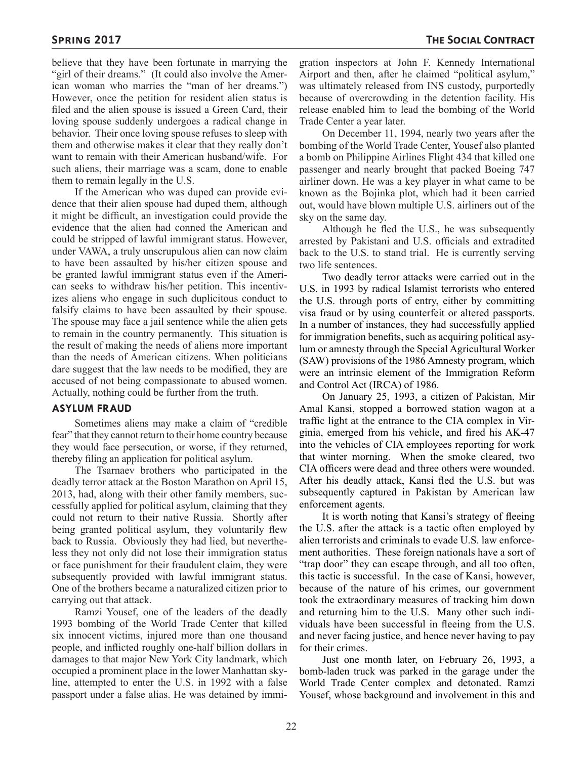believe that they have been fortunate in marrying the "girl of their dreams." (It could also involve the American woman who marries the "man of her dreams.") However, once the petition for resident alien status is filed and the alien spouse is issued a Green Card, their loving spouse suddenly undergoes a radical change in behavior. Their once loving spouse refuses to sleep with them and otherwise makes it clear that they really don't want to remain with their American husband/wife. For such aliens, their marriage was a scam, done to enable them to remain legally in the U.S.

If the American who was duped can provide evidence that their alien spouse had duped them, although it might be difficult, an investigation could provide the evidence that the alien had conned the American and could be stripped of lawful immigrant status. However, under VAWA, a truly unscrupulous alien can now claim to have been assaulted by his/her citizen spouse and be granted lawful immigrant status even if the American seeks to withdraw his/her petition. This incentivizes aliens who engage in such duplicitous conduct to falsify claims to have been assaulted by their spouse. The spouse may face a jail sentence while the alien gets to remain in the country permanently. This situation is the result of making the needs of aliens more important than the needs of American citizens. When politicians dare suggest that the law needs to be modified, they are accused of not being compassionate to abused women. Actually, nothing could be further from the truth.

### Asylum Fraud

Sometimes aliens may make a claim of "credible fear" that they cannot return to their home country because they would face persecution, or worse, if they returned, thereby filing an application for political asylum.

The Tsarnaev brothers who participated in the deadly terror attack at the Boston Marathon on April 15, 2013, had, along with their other family members, successfully applied for political asylum, claiming that they could not return to their native Russia. Shortly after being granted political asylum, they voluntarily flew back to Russia. Obviously they had lied, but nevertheless they not only did not lose their immigration status or face punishment for their fraudulent claim, they were subsequently provided with lawful immigrant status. One of the brothers became a naturalized citizen prior to carrying out that attack.

Ramzi Yousef, one of the leaders of the deadly 1993 bombing of the World Trade Center that killed six innocent victims, injured more than one thousand people, and inflicted roughly one-half billion dollars in damages to that major New York City landmark, which occupied a prominent place in the lower Manhattan skyline, attempted to enter the U.S. in 1992 with a false passport under a false alias. He was detained by immigration inspectors at John F. Kennedy International Airport and then, after he claimed "political asylum," was ultimately released from INS custody, purportedly because of overcrowding in the detention facility. His release enabled him to lead the bombing of the World Trade Center a year later.

On December 11, 1994, nearly two years after the bombing of the World Trade Center, Yousef also planted a bomb on Philippine Airlines Flight 434 that killed one passenger and nearly brought that packed Boeing 747 airliner down. He was a key player in what came to be known as the Bojinka plot, which had it been carried out, would have blown multiple U.S. airliners out of the sky on the same day.

Although he fled the U.S., he was subsequently arrested by Pakistani and U.S. officials and extradited back to the U.S. to stand trial. He is currently serving two life sentences.

Two deadly terror attacks were carried out in the U.S. in 1993 by radical Islamist terrorists who entered the U.S. through ports of entry, either by committing visa fraud or by using counterfeit or altered passports. In a number of instances, they had successfully applied for immigration benefits, such as acquiring political asylum or amnesty through the Special Agricultural Worker (SAW) provisions of the 1986 Amnesty program, which were an intrinsic element of the Immigration Reform and Control Act (IRCA) of 1986.

On January 25, 1993, a citizen of Pakistan, Mir Amal Kansi, stopped a borrowed station wagon at a traffic light at the entrance to the CIA complex in Virginia, emerged from his vehicle, and fired his AK-47 into the vehicles of CIA employees reporting for work that winter morning. When the smoke cleared, two CIA officers were dead and three others were wounded. After his deadly attack, Kansi fled the U.S. but was subsequently captured in Pakistan by American law enforcement agents.

It is worth noting that Kansi's strategy of fleeing the U.S. after the attack is a tactic often employed by alien terrorists and criminals to evade U.S. law enforcement authorities. These foreign nationals have a sort of "trap door" they can escape through, and all too often, this tactic is successful. In the case of Kansi, however, because of the nature of his crimes, our government took the extraordinary measures of tracking him down and returning him to the U.S. Many other such individuals have been successful in fleeing from the U.S. and never facing justice, and hence never having to pay for their crimes.

Just one month later, on February 26, 1993, a bomb-laden truck was parked in the garage under the World Trade Center complex and detonated. Ramzi Yousef, whose background and involvement in this and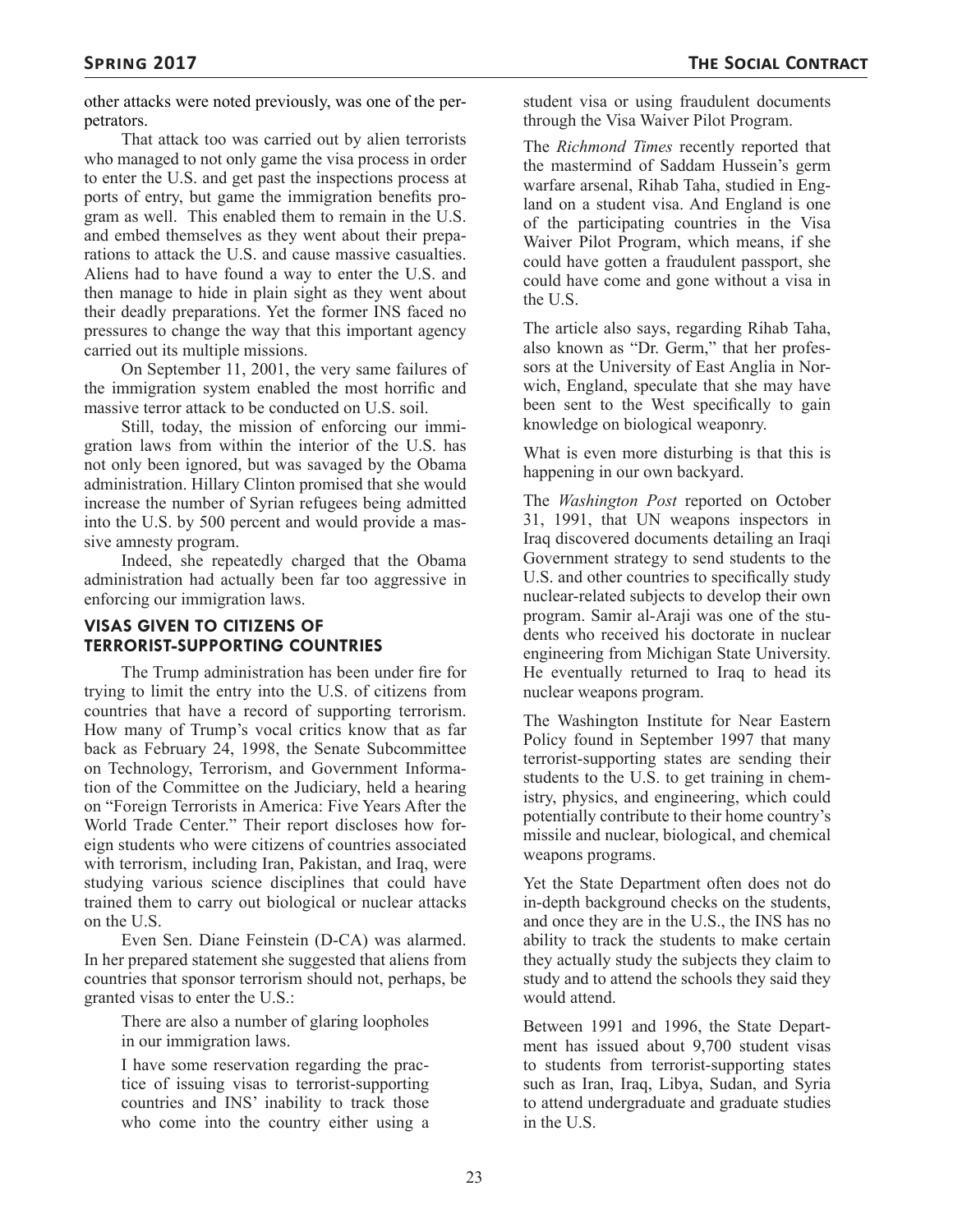other attacks were noted previously, was one of the perpetrators.

That attack too was carried out by alien terrorists who managed to not only game the visa process in order to enter the U.S. and get past the inspections process at ports of entry, but game the immigration benefits program as well. This enabled them to remain in the U.S. and embed themselves as they went about their preparations to attack the U.S. and cause massive casualties. Aliens had to have found a way to enter the U.S. and then manage to hide in plain sight as they went about their deadly preparations. Yet the former INS faced no pressures to change the way that this important agency carried out its multiple missions.

On September 11, 2001, the very same failures of the immigration system enabled the most horrific and massive terror attack to be conducted on U.S. soil.

Still, today, the mission of enforcing our immigration laws from within the interior of the U.S. has not only been ignored, but was savaged by the Obama administration. Hillary Clinton promised that she would increase the number of Syrian refugees being admitted into the U.S. by 500 percent and would provide a massive amnesty program.

Indeed, she repeatedly charged that the Obama administration had actually been far too aggressive in enforcing our immigration laws.

### VISAS GIVEN TO CITIZENS OF TERRORIST-SUPPORTING COUNTRIES

The Trump administration has been under fire for trying to limit the entry into the U.S. of citizens from countries that have a record of supporting terrorism. How many of Trump's vocal critics know that as far back as February 24, 1998, the Senate Subcommittee on Technology, Terrorism, and Government Information of the Committee on the Judiciary, held a hearing on "Foreign Terrorists in America: Five Years After the World Trade Center." Their report discloses how foreign students who were citizens of countries associated with terrorism, including Iran, Pakistan, and Iraq, were studying various science disciplines that could have trained them to carry out biological or nuclear attacks on the U.S.

Even Sen. Diane Feinstein (D-CA) was alarmed. In her prepared statement she suggested that aliens from countries that sponsor terrorism should not, perhaps, be granted visas to enter the U.S.:

> There are also a number of glaring loopholes in our immigration laws.
>
> I have some reservation regarding the practice of issuing visas to terrorist-supporting countries and INS' inability to track those who come into the country either using a student visa or using fraudulent documents through the Visa Waiver Pilot Program.
>
> The *Richmond Times* recently reported that the mastermind of Saddam Hussein's germ warfare arsenal, Rihab Taha, studied in England on a student visa. And England is one of the participating countries in the Visa Waiver Pilot Program, which means, if she could have gotten a fraudulent passport, she could have come and gone without a visa in the U.S.
>
> The article also says, regarding Rihab Taha, also known as "Dr. Germ," that her professors at the University of East Anglia in Norwich, England, speculate that she may have been sent to the West specifically to gain knowledge on biological weaponry.
>
> What is even more disturbing is that this is happening in our own backyard.
>
> The *Washington Post* reported on October 31, 1991, that UN weapons inspectors in Iraq discovered documents detailing an Iraqi Government strategy to send students to the U.S. and other countries to specifically study nuclear-related subjects to develop their own program. Samir al-Araji was one of the students who received his doctorate in nuclear engineering from Michigan State University. He eventually returned to Iraq to head its nuclear weapons program.
>
> The Washington Institute for Near Eastern Policy found in September 1997 that many terrorist-supporting states are sending their students to the U.S. to get training in chemistry, physics, and engineering, which could potentially contribute to their home country's missile and nuclear, biological, and chemical weapons programs.
>
> Yet the State Department often does not do in-depth background checks on the students, and once they are in the U.S., the INS has no ability to track the students to make certain they actually study the subjects they claim to study and to attend the schools they said they would attend.
>
> Between 1991 and 1996, the State Department has issued about 9,700 student visas to students from terrorist-supporting states such as Iran, Iraq, Libya, Sudan, and Syria to attend undergraduate and graduate studies in the U.S.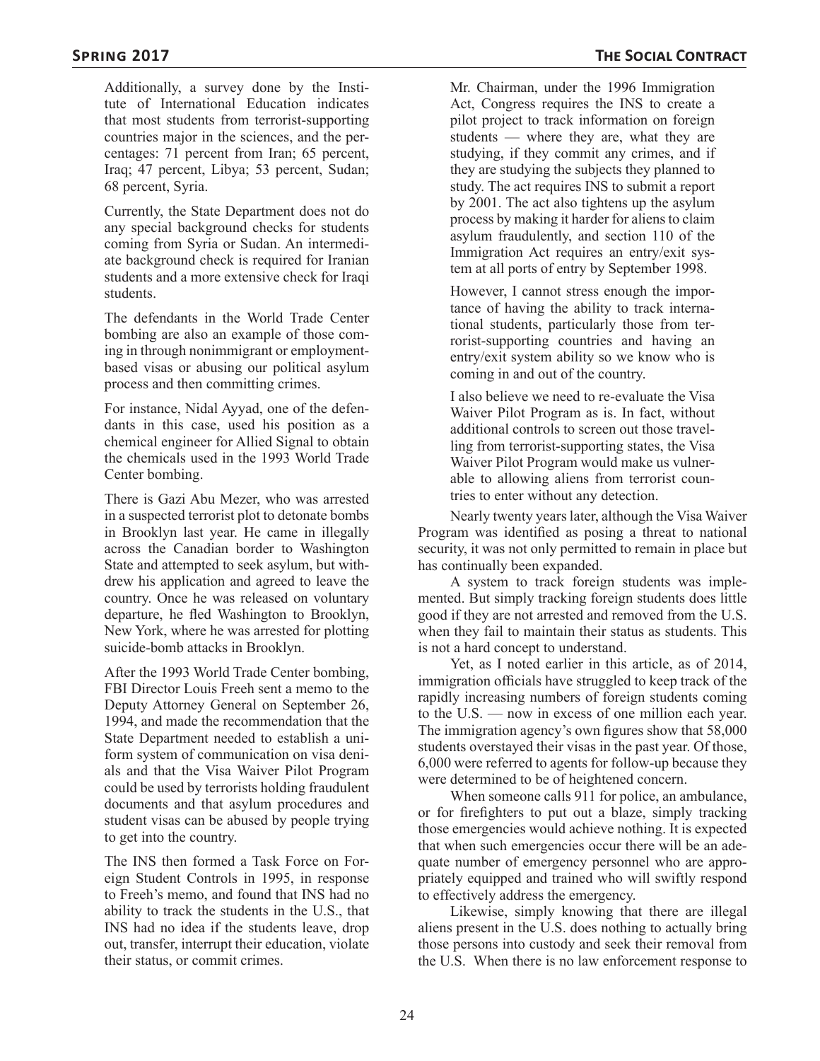> Additionally, a survey done by the Institute of International Education indicates that most students from terrorist-supporting countries major in the sciences, and the percentages: 71 percent from Iran; 65 percent, Iraq; 47 percent, Libya; 53 percent, Sudan; 68 percent, Syria.
>
> Currently, the State Department does not do any special background checks for students coming from Syria or Sudan. An intermediate background check is required for Iranian students and a more extensive check for Iraqi students.
>
> The defendants in the World Trade Center bombing are also an example of those coming in through nonimmigrant or employment-based visas or abusing our political asylum process and then committing crimes.
>
> For instance, Nidal Ayyad, one of the defendants in this case, used his position as a chemical engineer for Allied Signal to obtain the chemicals used in the 1993 World Trade Center bombing.
>
> There is Gazi Abu Mezer, who was arrested in a suspected terrorist plot to detonate bombs in Brooklyn last year. He came in illegally across the Canadian border to Washington State and attempted to seek asylum, but withdrew his application and agreed to leave the country. Once he was released on voluntary departure, he fled Washington to Brooklyn, New York, where he was arrested for plotting suicide-bomb attacks in Brooklyn.
>
> After the 1993 World Trade Center bombing, FBI Director Louis Freeh sent a memo to the Deputy Attorney General on September 26, 1994, and made the recommendation that the State Department needed to establish a uniform system of communication on visa denials and that the Visa Waiver Pilot Program could be used by terrorists holding fraudulent documents and that asylum procedures and student visas can be abused by people trying to get into the country.
>
> The INS then formed a Task Force on Foreign Student Controls in 1995, in response to Freeh's memo, and found that INS had no ability to track the students in the U.S., that INS had no idea if the students leave, drop out, transfer, interrupt their education, violate their status, or commit crimes.
>
> Mr. Chairman, under the 1996 Immigration Act, Congress requires the INS to create a pilot project to track information on foreign students — where they are, what they are studying, if they commit any crimes, and if they are studying the subjects they planned to study. The act requires INS to submit a report by 2001. The act also tightens up the asylum process by making it harder for aliens to claim asylum fraudulently, and section 110 of the Immigration Act requires an entry/exit system at all ports of entry by September 1998.
>
> However, I cannot stress enough the importance of having the ability to track international students, particularly those from terrorist-supporting countries and having an entry/exit system ability so we know who is coming in and out of the country.
>
> I also believe we need to re-evaluate the Visa Waiver Pilot Program as is. In fact, without additional controls to screen out those travelling from terrorist-supporting states, the Visa Waiver Pilot Program would make us vulnerable to allowing aliens from terrorist countries to enter without any detection.

Nearly twenty years later, although the Visa Waiver Program was identified as posing a threat to national security, it was not only permitted to remain in place but has continually been expanded.

A system to track foreign students was implemented. But simply tracking foreign students does little good if they are not arrested and removed from the U.S. when they fail to maintain their status as students. This is not a hard concept to understand.

Yet, as I noted earlier in this article, as of 2014, immigration officials have struggled to keep track of the rapidly increasing numbers of foreign students coming to the U.S. — now in excess of one million each year. The immigration agency's own figures show that 58,000 students overstayed their visas in the past year. Of those, 6,000 were referred to agents for follow-up because they were determined to be of heightened concern.

When someone calls 911 for police, an ambulance, or for firefighters to put out a blaze, simply tracking those emergencies would achieve nothing. It is expected that when such emergencies occur there will be an adequate number of emergency personnel who are appropriately equipped and trained who will swiftly respond to effectively address the emergency.

Likewise, simply knowing that there are illegal aliens present in the U.S. does nothing to actually bring those persons into custody and seek their removal from the U.S. When there is no law enforcement response to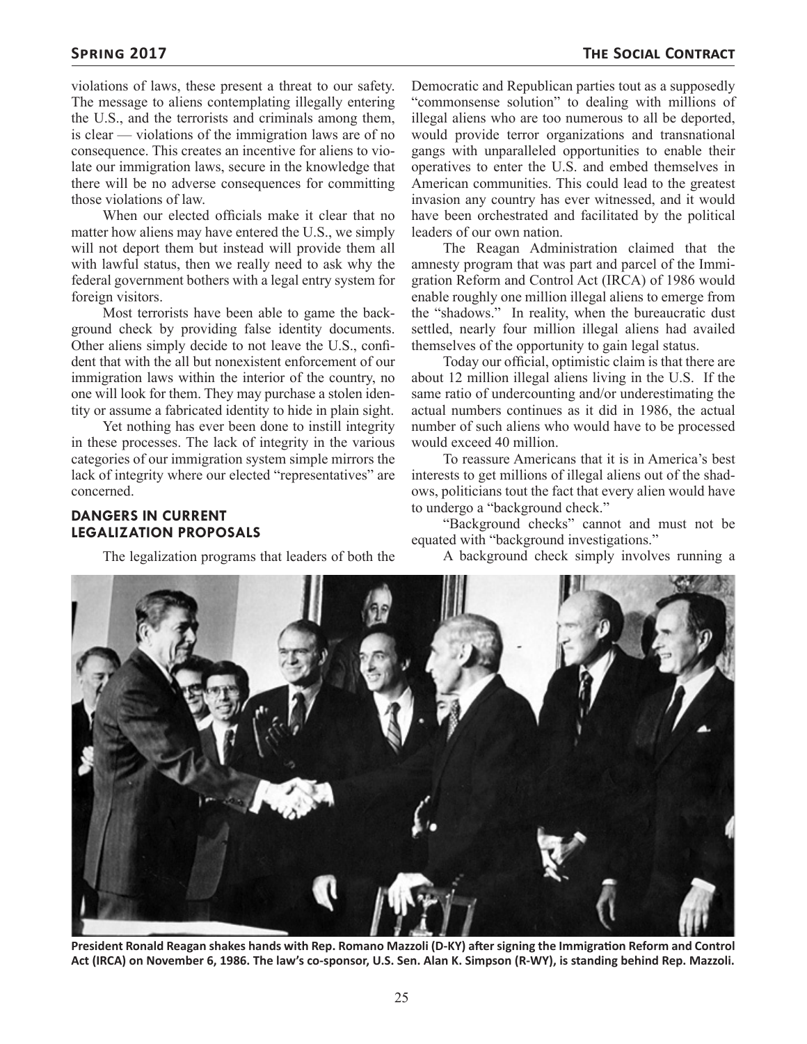violations of laws, these present a threat to our safety. The message to aliens contemplating illegally entering the U.S., and the terrorists and criminals among them, is clear — violations of the immigration laws are of no consequence. This creates an incentive for aliens to violate our immigration laws, secure in the knowledge that there will be no adverse consequences for committing those violations of law.

When our elected officials make it clear that no matter how aliens may have entered the U.S., we simply will not deport them but instead will provide them all with lawful status, then we really need to ask why the federal government bothers with a legal entry system for foreign visitors.

Most terrorists have been able to game the background check by providing false identity documents. Other aliens simply decide to not leave the U.S., confident that with the all but nonexistent enforcement of our immigration laws within the interior of the country, no one will look for them. They may purchase a stolen identity or assume a fabricated identity to hide in plain sight.

Yet nothing has ever been done to instill integrity in these processes. The lack of integrity in the various categories of our immigration system simple mirrors the lack of integrity where our elected "representatives" are concerned.

## DANGERS IN CURRENT LEGALIZATION PROPOSALS

The legalization programs that leaders of both the Democratic and Republican parties tout as a supposedly "commonsense solution" to dealing with millions of illegal aliens who are too numerous to all be deported, would provide terror organizations and transnational gangs with unparalleled opportunities to enable their operatives to enter the U.S. and embed themselves in American communities. This could lead to the greatest invasion any country has ever witnessed, and it would have been orchestrated and facilitated by the political leaders of our own nation.

The Reagan Administration claimed that the amnesty program that was part and parcel of the Immigration Reform and Control Act (IRCA) of 1986 would enable roughly one million illegal aliens to emerge from the "shadows." In reality, when the bureaucratic dust settled, nearly four million illegal aliens had availed themselves of the opportunity to gain legal status.

Today our official, optimistic claim is that there are about 12 million illegal aliens living in the U.S. If the same ratio of undercounting and/or underestimating the actual numbers continues as it did in 1986, the actual number of such aliens who would have to be processed would exceed 40 million.

To reassure Americans that it is in America's best interests to get millions of illegal aliens out of the shadows, politicians tout the fact that every alien would have to undergo a "background check."

"Background checks" cannot and must not be equated with "background investigations."

A background check simply involves running a

**President Ronald Reagan shakes hands with Rep. Romano Mazzoli (D-KY) after signing the Immigration Reform and Control Act (IRCA) on November 6, 1986. The law's co-sponsor, U.S. Sen. Alan K. Simpson (R-WY), is standing behind Rep. Mazzoli.**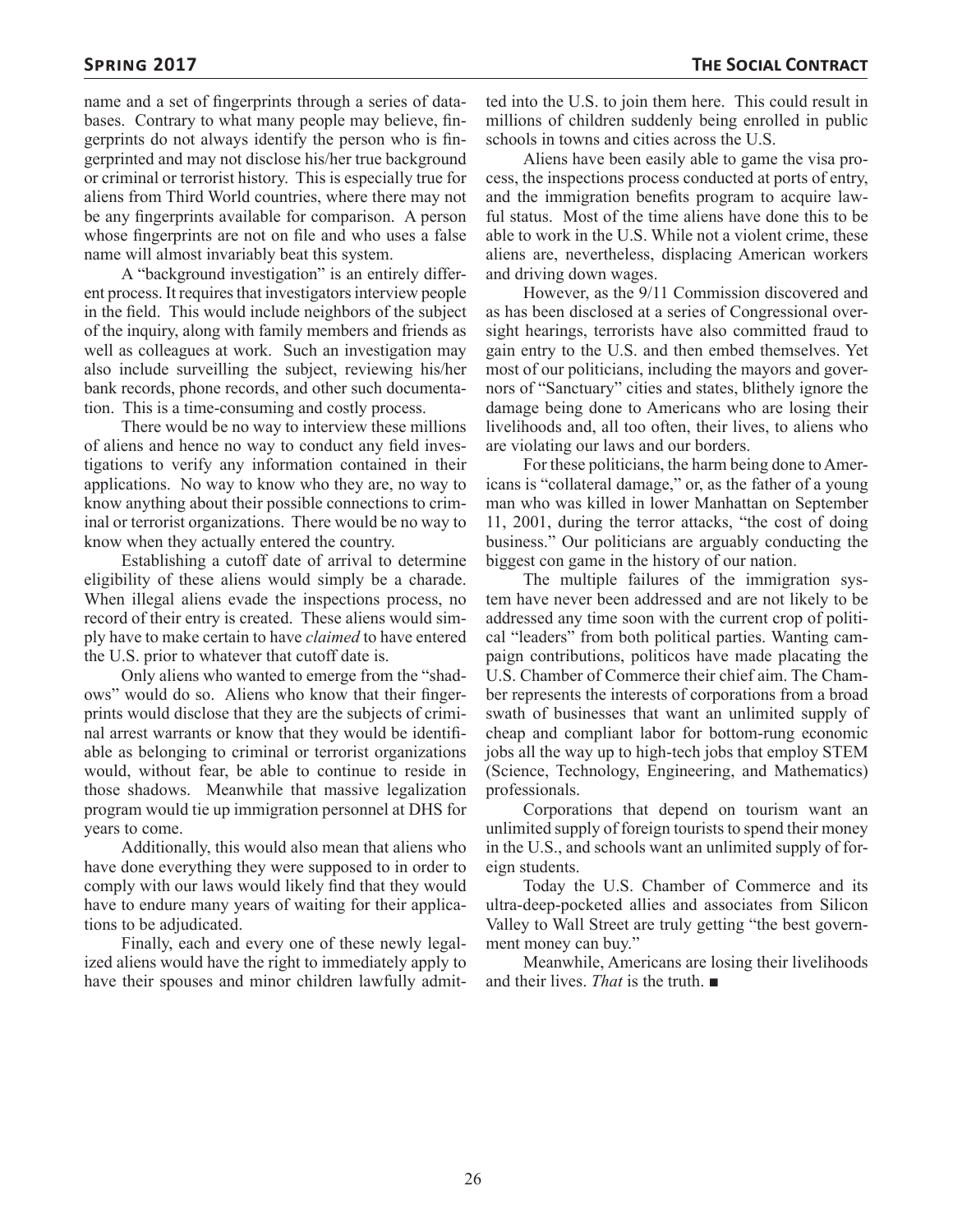name and a set of fingerprints through a series of databases. Contrary to what many people may believe, fingerprints do not always identify the person who is fingerprinted and may not disclose his/her true background or criminal or terrorist history. This is especially true for aliens from Third World countries, where there may not be any fingerprints available for comparison. A person whose fingerprints are not on file and who uses a false name will almost invariably beat this system.

A "background investigation" is an entirely different process. It requires that investigators interview people in the field. This would include neighbors of the subject of the inquiry, along with family members and friends as well as colleagues at work. Such an investigation may also include surveilling the subject, reviewing his/her bank records, phone records, and other such documentation. This is a time-consuming and costly process.

There would be no way to interview these millions of aliens and hence no way to conduct any field investigations to verify any information contained in their applications. No way to know who they are, no way to know anything about their possible connections to criminal or terrorist organizations. There would be no way to know when they actually entered the country.

Establishing a cutoff date of arrival to determine eligibility of these aliens would simply be a charade. When illegal aliens evade the inspections process, no record of their entry is created. These aliens would simply have to make certain to have *claimed* to have entered the U.S. prior to whatever that cutoff date is.

Only aliens who wanted to emerge from the "shadows" would do so. Aliens who know that their fingerprints would disclose that they are the subjects of criminal arrest warrants or know that they would be identifiable as belonging to criminal or terrorist organizations would, without fear, be able to continue to reside in those shadows. Meanwhile that massive legalization program would tie up immigration personnel at DHS for years to come.

Additionally, this would also mean that aliens who have done everything they were supposed to in order to comply with our laws would likely find that they would have to endure many years of waiting for their applications to be adjudicated.

Finally, each and every one of these newly legalized aliens would have the right to immediately apply to have their spouses and minor children lawfully admitted into the U.S. to join them here. This could result in millions of children suddenly being enrolled in public schools in towns and cities across the U.S.

Aliens have been easily able to game the visa process, the inspections process conducted at ports of entry, and the immigration benefits program to acquire lawful status. Most of the time aliens have done this to be able to work in the U.S. While not a violent crime, these aliens are, nevertheless, displacing American workers and driving down wages.

However, as the 9/11 Commission discovered and as has been disclosed at a series of Congressional oversight hearings, terrorists have also committed fraud to gain entry to the U.S. and then embed themselves. Yet most of our politicians, including the mayors and governors of "Sanctuary" cities and states, blithely ignore the damage being done to Americans who are losing their livelihoods and, all too often, their lives, to aliens who are violating our laws and our borders.

For these politicians, the harm being done to Americans is "collateral damage," or, as the father of a young man who was killed in lower Manhattan on September 11, 2001, during the terror attacks, "the cost of doing business." Our politicians are arguably conducting the biggest con game in the history of our nation.

The multiple failures of the immigration system have never been addressed and are not likely to be addressed any time soon with the current crop of political "leaders" from both political parties. Wanting campaign contributions, politicos have made placating the U.S. Chamber of Commerce their chief aim. The Chamber represents the interests of corporations from a broad swath of businesses that want an unlimited supply of cheap and compliant labor for bottom-rung economic jobs all the way up to high-tech jobs that employ STEM (Science, Technology, Engineering, and Mathematics) professionals.

Corporations that depend on tourism want an unlimited supply of foreign tourists to spend their money in the U.S., and schools want an unlimited supply of foreign students.

Today the U.S. Chamber of Commerce and its ultra-deep-pocketed allies and associates from Silicon Valley to Wall Street are truly getting "the best government money can buy."

Meanwhile, Americans are losing their livelihoods and their lives. *That* is the truth. ■